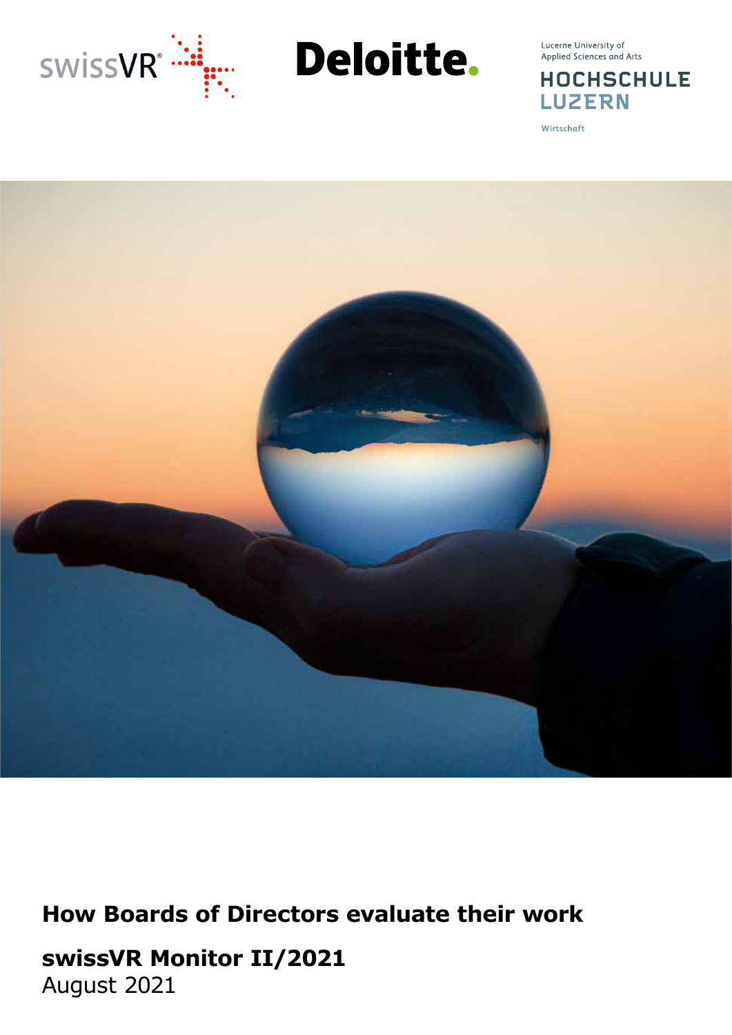swissVR

Deloitte.

Lucerne University of Applied Sciences and Arts

HOCHSCHULE LUZERN

Wirtschaft

# How Boards of Directors evaluate their work

## swissVR Monitor II/2021

August 2021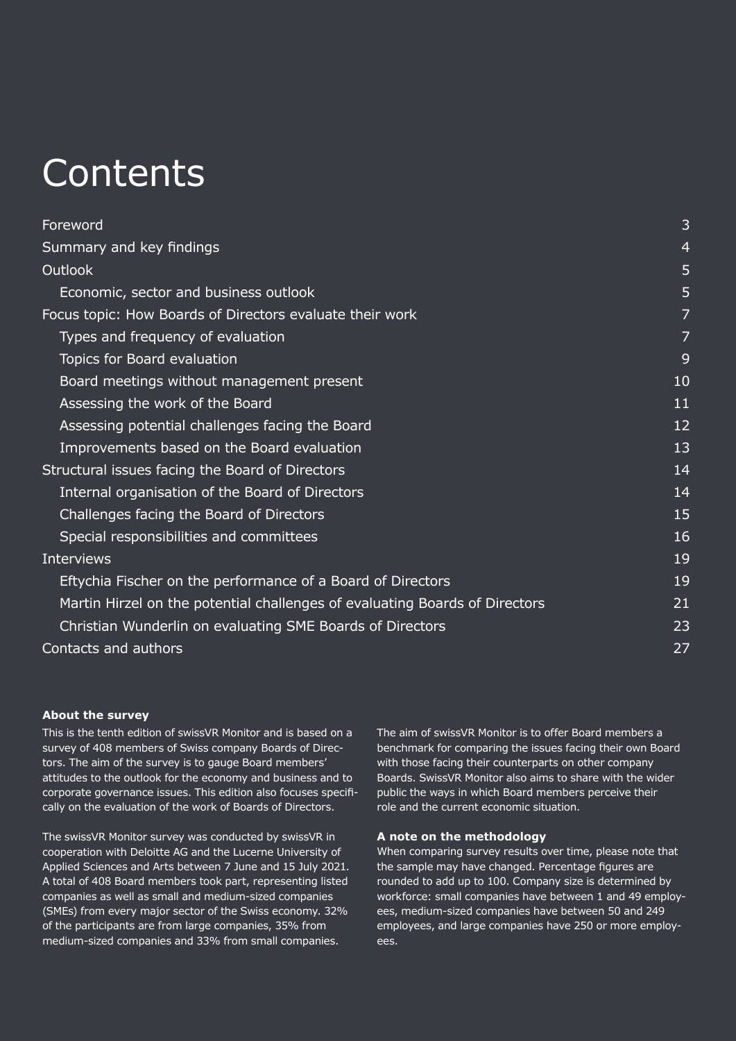# Contents

| | |
|---|---|
| Foreword | 3 |
| Summary and key findings | 4 |
| Outlook | 5 |
| Economic, sector and business outlook | 5 |
| Focus topic: How Boards of Directors evaluate their work | 7 |
| Types and frequency of evaluation | 7 |
| Topics for Board evaluation | 9 |
| Board meetings without management present | 10 |
| Assessing the work of the Board | 11 |
| Assessing potential challenges facing the Board | 12 |
| Improvements based on the Board evaluation | 13 |
| Structural issues facing the Board of Directors | 14 |
| Internal organisation of the Board of Directors | 14 |
| Challenges facing the Board of Directors | 15 |
| Special responsibilities and committees | 16 |
| Interviews | 19 |
| Eftychia Fischer on the performance of a Board of Directors | 19 |
| Martin Hirzel on the potential challenges of evaluating Boards of Directors | 21 |
| Christian Wunderlin on evaluating SME Boards of Directors | 23 |
| Contacts and authors | 27 |

**About the survey**

This is the tenth edition of swissVR Monitor and is based on a survey of 408 members of Swiss company Boards of Directors. The aim of the survey is to gauge Board members' attitudes to the outlook for the economy and business and to corporate governance issues. This edition also focuses specifically on the evaluation of the work of Boards of Directors.

The swissVR Monitor survey was conducted by swissVR in cooperation with Deloitte AG and the Lucerne University of Applied Sciences and Arts between 7 June and 15 July 2021. A total of 408 Board members took part, representing listed companies as well as small and medium-sized companies (SMEs) from every major sector of the Swiss economy. 32% of the participants are from large companies, 35% from medium-sized companies and 33% from small companies.

The aim of swissVR Monitor is to offer Board members a benchmark for comparing the issues facing their own Board with those facing their counterparts on other company Boards. SwissVR Monitor also aims to share with the wider public the ways in which Board members perceive their role and the current economic situation.

**A note on the methodology**

When comparing survey results over time, please note that the sample may have changed. Percentage figures are rounded to add up to 100. Company size is determined by workforce: small companies have between 1 and 49 employees, medium-sized companies have between 50 and 249 employees, and large companies have 250 or more employees.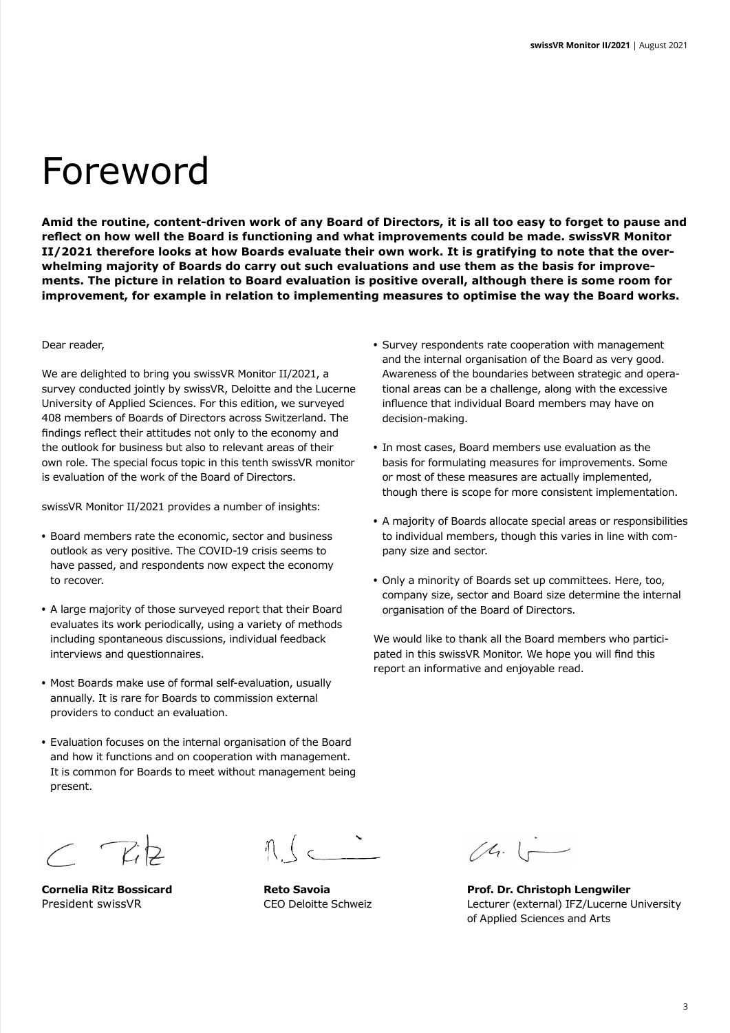# Foreword

**Amid the routine, content-driven work of any Board of Directors, it is all too easy to forget to pause and reflect on how well the Board is functioning and what improvements could be made. swissVR Monitor II/2021 therefore looks at how Boards evaluate their own work. It is gratifying to note that the overwhelming majority of Boards do carry out such evaluations and use them as the basis for improvements. The picture in relation to Board evaluation is positive overall, although there is some room for improvement, for example in relation to implementing measures to optimise the way the Board works.**

Dear reader,

We are delighted to bring you swissVR Monitor II/2021, a survey conducted jointly by swissVR, Deloitte and the Lucerne University of Applied Sciences. For this edition, we surveyed 408 members of Boards of Directors across Switzerland. The findings reflect their attitudes not only to the economy and the outlook for business but also to relevant areas of their own role. The special focus topic in this tenth swissVR monitor is evaluation of the work of the Board of Directors.

swissVR Monitor II/2021 provides a number of insights:

- Board members rate the economic, sector and business outlook as very positive. The COVID-19 crisis seems to have passed, and respondents now expect the economy to recover.
- A large majority of those surveyed report that their Board evaluates its work periodically, using a variety of methods including spontaneous discussions, individual feedback interviews and questionnaires.
- Most Boards make use of formal self-evaluation, usually annually. It is rare for Boards to commission external providers to conduct an evaluation.
- Evaluation focuses on the internal organisation of the Board and how it functions and on cooperation with management. It is common for Boards to meet without management being present.
- Survey respondents rate cooperation with management and the internal organisation of the Board as very good. Awareness of the boundaries between strategic and operational areas can be a challenge, along with the excessive influence that individual Board members may have on decision-making.
- In most cases, Board members use evaluation as the basis for formulating measures for improvements. Some or most of these measures are actually implemented, though there is scope for more consistent implementation.
- A majority of Boards allocate special areas or responsibilities to individual members, though this varies in line with company size and sector.
- Only a minority of Boards set up committees. Here, too, company size, sector and Board size determine the internal organisation of the Board of Directors.

We would like to thank all the Board members who participated in this swissVR Monitor. We hope you will find this report an informative and enjoyable read.

**Cornelia Ritz Bossicard**
President swissVR

**Reto Savoia**
CEO Deloitte Schweiz

**Prof. Dr. Christoph Lengwiler**
Lecturer (external) IFZ/Lucerne University of Applied Sciences and Arts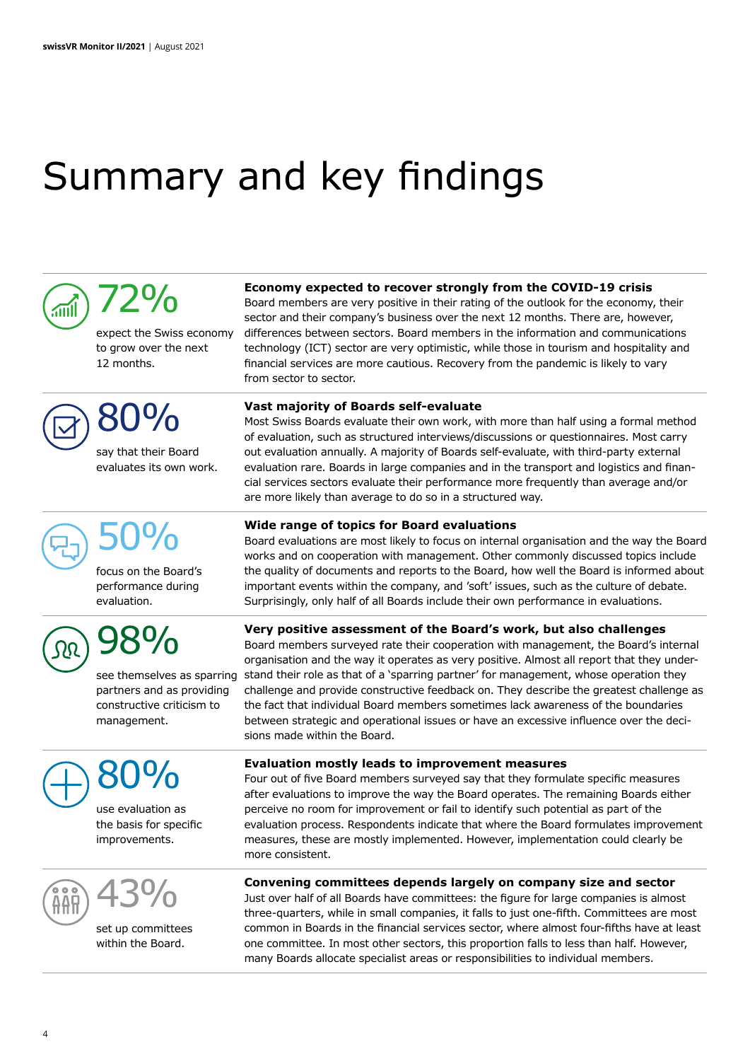# Summary and key findings

**72%**

expect the Swiss economy to grow over the next 12 months.

**Economy expected to recover strongly from the COVID-19 crisis**

Board members are very positive in their rating of the outlook for the economy, their sector and their company's business over the next 12 months. There are, however, differences between sectors. Board members in the information and communications technology (ICT) sector are very optimistic, while those in tourism and hospitality and financial services are more cautious. Recovery from the pandemic is likely to vary from sector to sector.

**80%**

say that their Board evaluates its own work.

**Vast majority of Boards self-evaluate**

Most Swiss Boards evaluate their own work, with more than half using a formal method of evaluation, such as structured interviews/discussions or questionnaires. Most carry out evaluation annually. A majority of Boards self-evaluate, with third-party external evaluation rare. Boards in large companies and in the transport and logistics and financial services sectors evaluate their performance more frequently than average and/or are more likely than average to do so in a structured way.

**50%**

focus on the Board's performance during evaluation.

**Wide range of topics for Board evaluations**

Board evaluations are most likely to focus on internal organisation and the way the Board works and on cooperation with management. Other commonly discussed topics include the quality of documents and reports to the Board, how well the Board is informed about important events within the company, and 'soft' issues, such as the culture of debate. Surprisingly, only half of all Boards include their own performance in evaluations.

**98%**

see themselves as sparring partners and as providing constructive criticism to management.

**Very positive assessment of the Board's work, but also challenges**

Board members surveyed rate their cooperation with management, the Board's internal organisation and the way it operates as very positive. Almost all report that they understand their role as that of a 'sparring partner' for management, whose operation they challenge and provide constructive feedback on. They describe the greatest challenge as the fact that individual Board members sometimes lack awareness of the boundaries between strategic and operational issues or have an excessive influence over the decisions made within the Board.

**80%**

use evaluation as the basis for specific improvements.

**Evaluation mostly leads to improvement measures**

Four out of five Board members surveyed say that they formulate specific measures after evaluations to improve the way the Board operates. The remaining Boards either perceive no room for improvement or fail to identify such potential as part of the evaluation process. Respondents indicate that where the Board formulates improvement measures, these are mostly implemented. However, implementation could clearly be more consistent.

**43%**

set up committees within the Board.

**Convening committees depends largely on company size and sector**

Just over half of all Boards have committees: the figure for large companies is almost three-quarters, while in small companies, it falls to just one-fifth. Committees are most common in Boards in the financial services sector, where almost four-fifths have at least one committee. In most other sectors, this proportion falls to less than half. However, many Boards allocate specialist areas or responsibilities to individual members.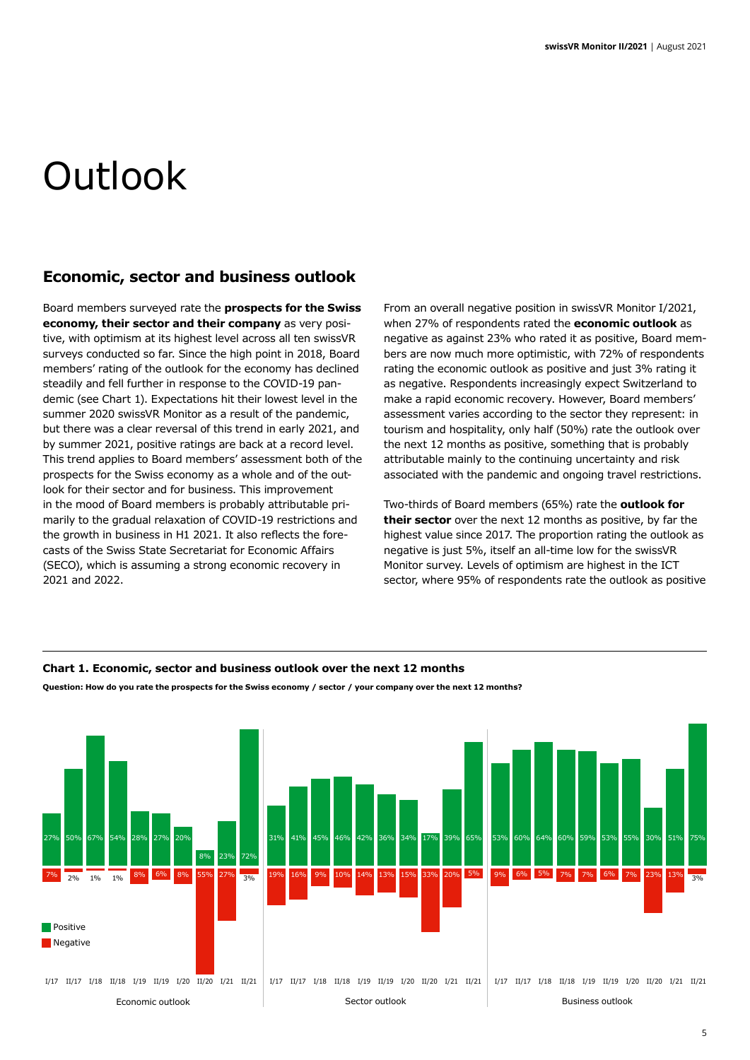# Outlook

## Economic, sector and business outlook

Board members surveyed rate the **prospects for the Swiss economy, their sector and their company** as very positive, with optimism at its highest level across all ten swissVR surveys conducted so far. Since the high point in 2018, Board members' rating of the outlook for the economy has declined steadily and fell further in response to the COVID-19 pandemic (see Chart 1). Expectations hit their lowest level in the summer 2020 swissVR Monitor as a result of the pandemic, but there was a clear reversal of this trend in early 2021, and by summer 2021, positive ratings are back at a record level. This trend applies to Board members' assessment both of the prospects for the Swiss economy as a whole and of the outlook for their sector and for business. This improvement in the mood of Board members is probably attributable primarily to the gradual relaxation of COVID-19 restrictions and the growth in business in H1 2021. It also reflects the forecasts of the Swiss State Secretariat for Economic Affairs (SECO), which is assuming a strong economic recovery in 2021 and 2022.

From an overall negative position in swissVR Monitor I/2021, when 27% of respondents rated the **economic outlook** as negative as against 23% who rated it as positive, Board members are now much more optimistic, with 72% of respondents rating the economic outlook as positive and just 3% rating it as negative. Respondents increasingly expect Switzerland to make a rapid economic recovery. However, Board members' assessment varies according to the sector they represent: in tourism and hospitality, only half (50%) rate the outlook over the next 12 months as positive, something that is probably attributable mainly to the continuing uncertainty and risk associated with the pandemic and ongoing travel restrictions.

Two-thirds of Board members (65%) rate the **outlook for their sector** over the next 12 months as positive, by far the highest value since 2017. The proportion rating the outlook as negative is just 5%, itself an all-time low for the swissVR Monitor survey. Levels of optimism are highest in the ICT sector, where 95% of respondents rate the outlook as positive

**Chart 1. Economic, sector and business outlook over the next 12 months**

**Question: How do you rate the prospects for the Swiss economy / sector / your company over the next 12 months?**

| | I/17 | II/17 | I/18 | II/18 | I/19 | II/19 | I/20 | II/20 | I/21 | II/21 |
|---|---|---|---|---|---|---|---|---|---|---|
| Economic outlook – Positive | 27% | 50% | 67% | 54% | 28% | 27% | 20% | 8% | 23% | 72% |
| Economic outlook – Negative | 7% | 2% | 1% | 1% | 8% | 6% | 8% | 55% | 27% | 3% |
| Sector outlook – Positive | 31% | 41% | 45% | 46% | 42% | 36% | 34% | 17% | 39% | 65% |
| Sector outlook – Negative | 19% | 16% | 9% | 10% | 14% | 13% | 15% | 33% | 20% | 5% |
| Business outlook – Positive | 53% | 60% | 64% | 60% | 59% | 53% | 55% | 30% | 51% | 75% |
| Business outlook – Negative | 9% | 6% | 5% | 7% | 7% | 6% | 7% | 23% | 13% | 3% |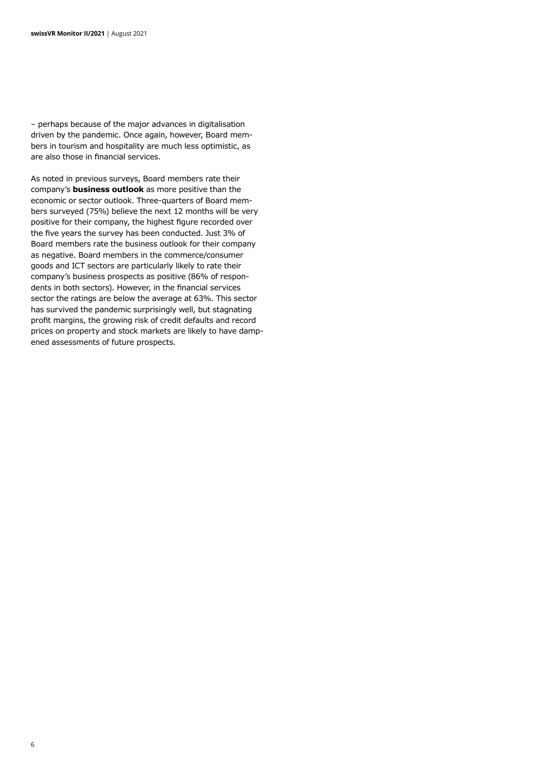– perhaps because of the major advances in digitalisation driven by the pandemic. Once again, however, Board members in tourism and hospitality are much less optimistic, as are also those in financial services.

As noted in previous surveys, Board members rate their company's **business outlook** as more positive than the economic or sector outlook. Three-quarters of Board members surveyed (75%) believe the next 12 months will be very positive for their company, the highest figure recorded over the five years the survey has been conducted. Just 3% of Board members rate the business outlook for their company as negative. Board members in the commerce/consumer goods and ICT sectors are particularly likely to rate their company's business prospects as positive (86% of respondents in both sectors). However, in the financial services sector the ratings are below the average at 63%. This sector has survived the pandemic surprisingly well, but stagnating profit margins, the growing risk of credit defaults and record prices on property and stock markets are likely to have dampened assessments of future prospects.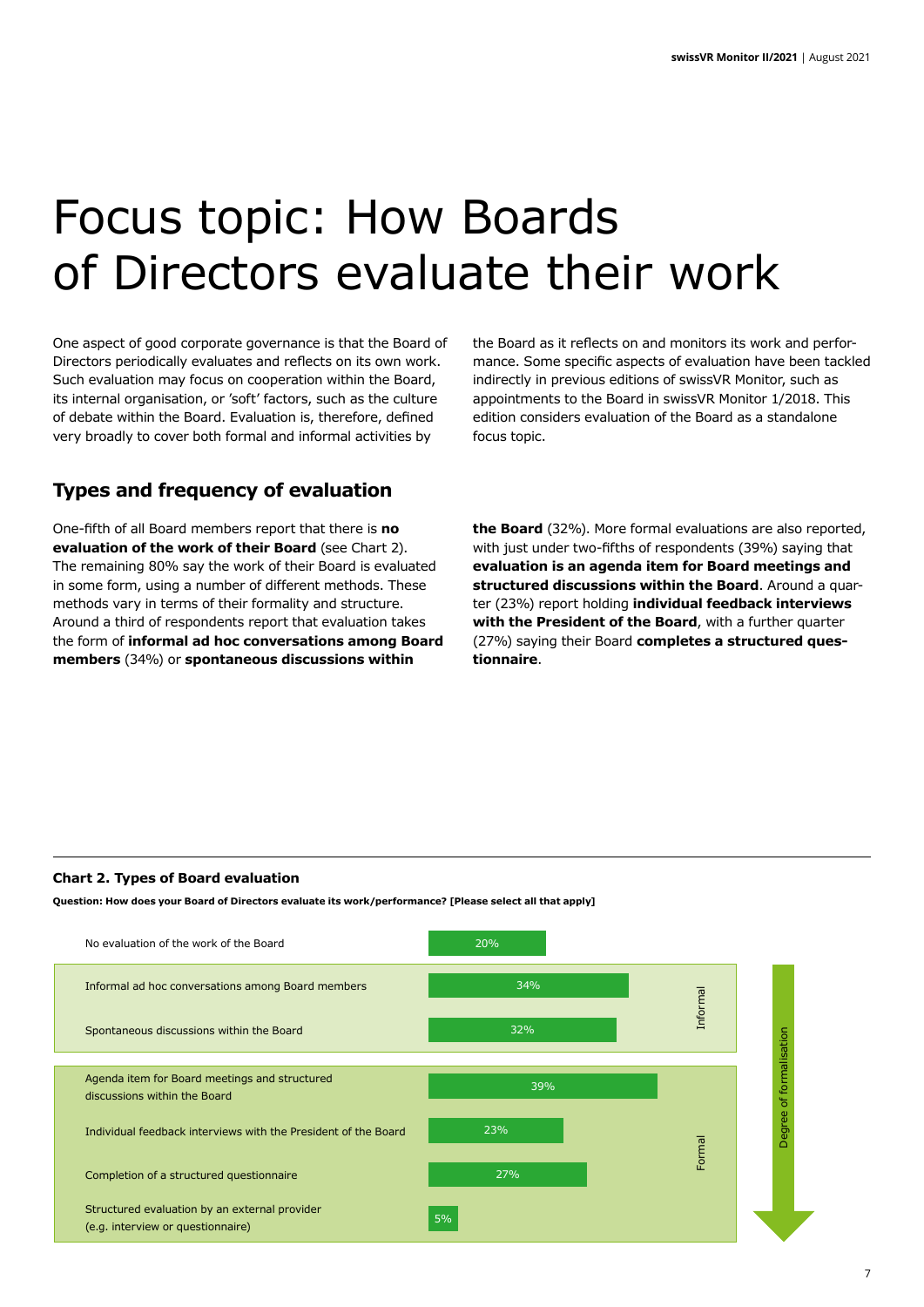# Focus topic: How Boards of Directors evaluate their work

One aspect of good corporate governance is that the Board of Directors periodically evaluates and reflects on its own work. Such evaluation may focus on cooperation within the Board, its internal organisation, or 'soft' factors, such as the culture of debate within the Board. Evaluation is, therefore, defined very broadly to cover both formal and informal activities by the Board as it reflects on and monitors its work and performance. Some specific aspects of evaluation have been tackled indirectly in previous editions of swissVR Monitor, such as appointments to the Board in swissVR Monitor 1/2018. This edition considers evaluation of the Board as a standalone focus topic.

## Types and frequency of evaluation

One-fifth of all Board members report that there is **no evaluation of the work of their Board** (see Chart 2). The remaining 80% say the work of their Board is evaluated in some form, using a number of different methods. These methods vary in terms of their formality and structure. Around a third of respondents report that evaluation takes the form of **informal ad hoc conversations among Board members** (34%) or **spontaneous discussions within the Board** (32%). More formal evaluations are also reported, with just under two-fifths of respondents (39%) saying that **evaluation is an agenda item for Board meetings and structured discussions within the Board**. Around a quarter (23%) report holding **individual feedback interviews with the President of the Board**, with a further quarter (27%) saying their Board **completes a structured questionnaire**.

**Chart 2. Types of Board evaluation**

**Question: How does your Board of Directors evaluate its work/performance? [Please select all that apply]**

| Type of evaluation | Share | Category |
| --- | --- | --- |
| No evaluation of the work of the Board | 20% | |
| Informal ad hoc conversations among Board members | 34% | Informal |
| Spontaneous discussions within the Board | 32% | Informal |
| Agenda item for Board meetings and structured discussions within the Board | 39% | Formal |
| Individual feedback interviews with the President of the Board | 23% | Formal |
| Completion of a structured questionnaire | 27% | Formal |
| Structured evaluation by an external provider (e.g. interview or questionnaire) | 5% | Formal |

Degree of formalisation (increasing from Informal to Formal)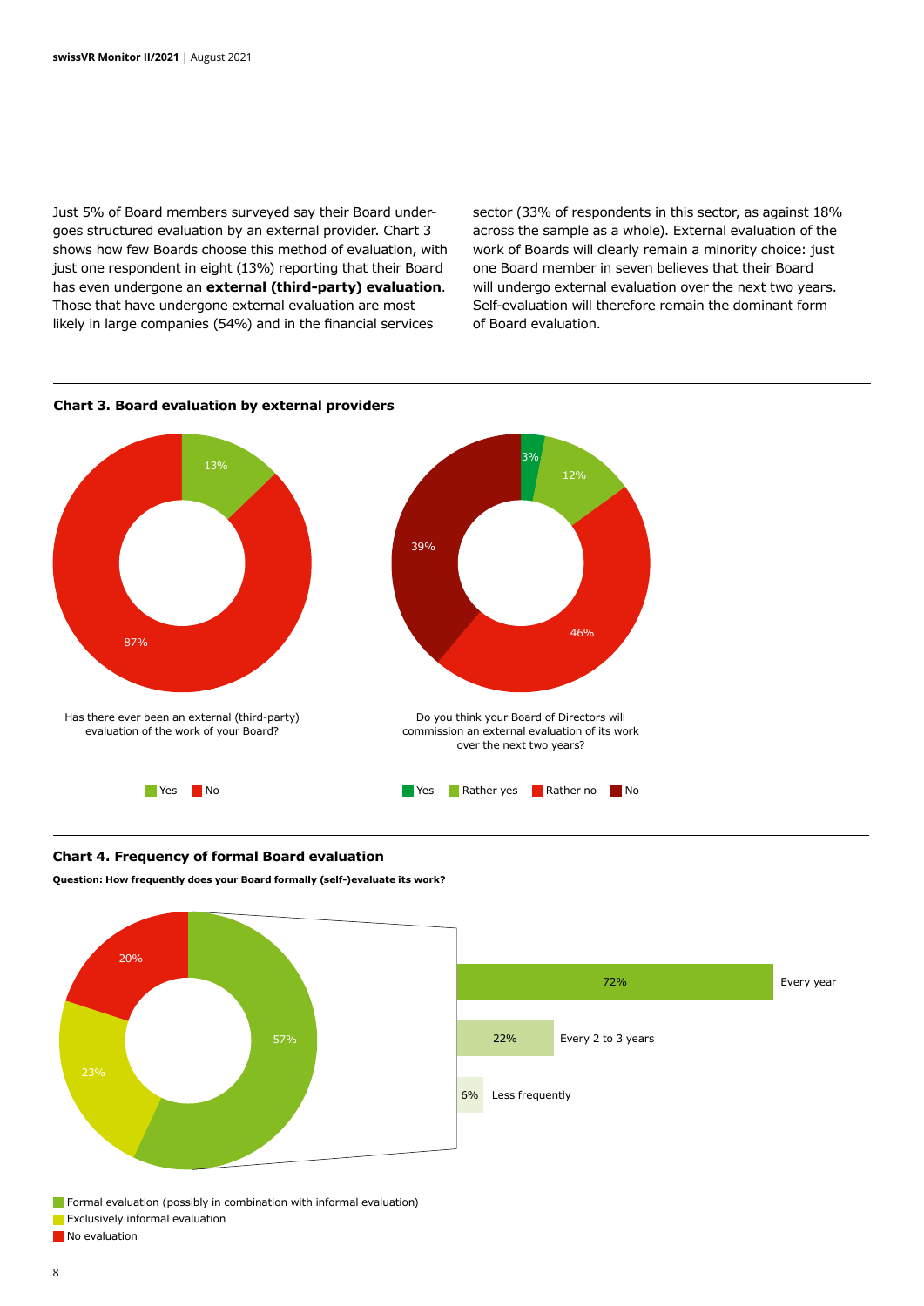Just 5% of Board members surveyed say their Board undergoes structured evaluation by an external provider. Chart 3 shows how few Boards choose this method of evaluation, with just one respondent in eight (13%) reporting that their Board has even undergone an **external (third-party) evaluation**. Those that have undergone external evaluation are most likely in large companies (54%) and in the financial services sector (33% of respondents in this sector, as against 18% across the sample as a whole). External evaluation of the work of Boards will clearly remain a minority choice: just one Board member in seven believes that their Board will undergo external evaluation over the next two years. Self-evaluation will therefore remain the dominant form of Board evaluation.

**Chart 3. Board evaluation by external providers**

Has there ever been an external (third-party) evaluation of the work of your Board?

| Answer | Share |
|---|---|
| Yes | 13% |
| No | 87% |

Do you think your Board of Directors will commission an external evaluation of its work over the next two years?

| Answer | Share |
|---|---|
| Yes | 3% |
| Rather yes | 12% |
| Rather no | 46% |
| No | 39% |

**Chart 4. Frequency of formal Board evaluation**

**Question: How frequently does your Board formally (self-)evaluate its work?**

| Answer | Share |
|---|---|
| Formal evaluation (possibly in combination with informal evaluation) | 57% |
| Exclusively informal evaluation | 23% |
| No evaluation | 20% |

Formal evaluation breakdown:

| Frequency | Share |
|---|---|
| Every year | 72% |
| Every 2 to 3 years | 22% |
| Less frequently | 6% |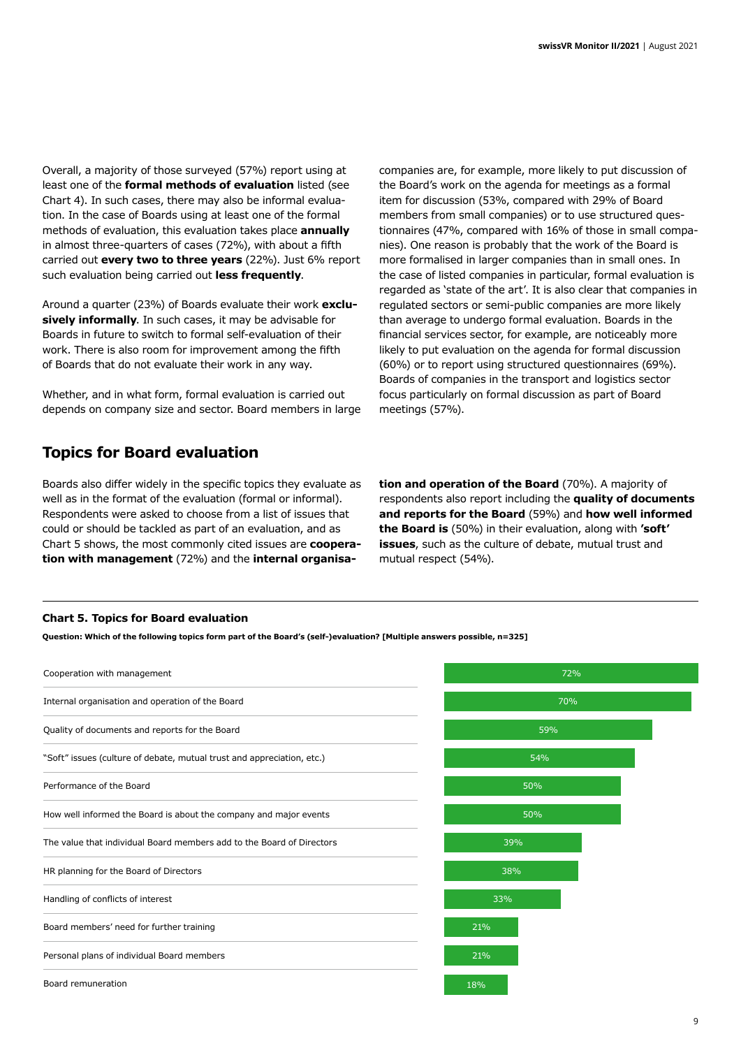Overall, a majority of those surveyed (57%) report using at least one of the **formal methods of evaluation** listed (see Chart 4). In such cases, there may also be informal evaluation. In the case of Boards using at least one of the formal methods of evaluation, this evaluation takes place **annually** in almost three-quarters of cases (72%), with about a fifth carried out **every two to three years** (22%). Just 6% report such evaluation being carried out **less frequently**.

Around a quarter (23%) of Boards evaluate their work **exclusively informally**. In such cases, it may be advisable for Boards in future to switch to formal self-evaluation of their work. There is also room for improvement among the fifth of Boards that do not evaluate their work in any way.

Whether, and in what form, formal evaluation is carried out depends on company size and sector. Board members in large companies are, for example, more likely to put discussion of the Board's work on the agenda for meetings as a formal item for discussion (53%, compared with 29% of Board members from small companies) or to use structured questionnaires (47%, compared with 16% of those in small companies). One reason is probably that the work of the Board is more formalised in larger companies than in small ones. In the case of listed companies in particular, formal evaluation is regarded as 'state of the art'. It is also clear that companies in regulated sectors or semi-public companies are more likely than average to undergo formal evaluation. Boards in the financial services sector, for example, are noticeably more likely to put evaluation on the agenda for formal discussion (60%) or to report using structured questionnaires (69%). Boards of companies in the transport and logistics sector focus particularly on formal discussion as part of Board meetings (57%).

## Topics for Board evaluation

Boards also differ widely in the specific topics they evaluate as well as in the format of the evaluation (formal or informal). Respondents were asked to choose from a list of issues that could or should be tackled as part of an evaluation, and as Chart 5 shows, the most commonly cited issues are **cooperation with management** (72%) and the **internal organisation and operation of the Board** (70%). A majority of respondents also report including the **quality of documents and reports for the Board** (59%) and **how well informed the Board is** (50%) in their evaluation, along with **'soft' issues**, such as the culture of debate, mutual trust and mutual respect (54%).

**Chart 5. Topics for Board evaluation**

**Question: Which of the following topics form part of the Board's (self-)evaluation? [Multiple answers possible, n=325]**

| Topic | % |
|---|---|
| Cooperation with management | 72% |
| Internal organisation and operation of the Board | 70% |
| Quality of documents and reports for the Board | 59% |
| "Soft" issues (culture of debate, mutual trust and appreciation, etc.) | 54% |
| Performance of the Board | 50% |
| How well informed the Board is about the company and major events | 50% |
| The value that individual Board members add to the Board of Directors | 39% |
| HR planning for the Board of Directors | 38% |
| Handling of conflicts of interest | 33% |
| Board members' need for further training | 21% |
| Personal plans of individual Board members | 21% |
| Board remuneration | 18% |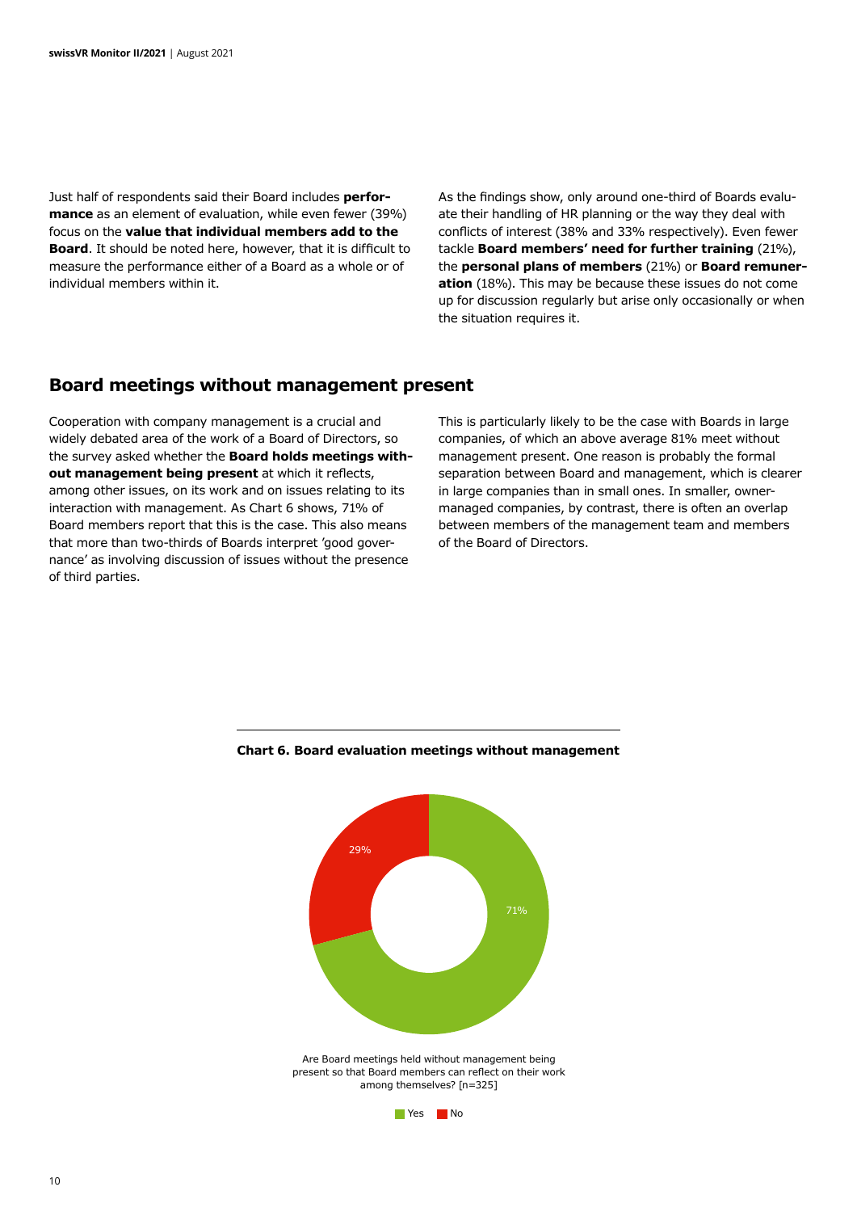Just half of respondents said their Board includes **performance** as an element of evaluation, while even fewer (39%) focus on the **value that individual members add to the Board**. It should be noted here, however, that it is difficult to measure the performance either of a Board as a whole or of individual members within it.

As the findings show, only around one-third of Boards evaluate their handling of HR planning or the way they deal with conflicts of interest (38% and 33% respectively). Even fewer tackle **Board members' need for further training** (21%), the **personal plans of members** (21%) or **Board remuneration** (18%). This may be because these issues do not come up for discussion regularly but arise only occasionally or when the situation requires it.

## Board meetings without management present

Cooperation with company management is a crucial and widely debated area of the work of a Board of Directors, so the survey asked whether the **Board holds meetings without management being present** at which it reflects, among other issues, on its work and on issues relating to its interaction with management. As Chart 6 shows, 71% of Board members report that this is the case. This also means that more than two-thirds of Boards interpret 'good governance' as involving discussion of issues without the presence of third parties.

This is particularly likely to be the case with Boards in large companies, of which an above average 81% meet without management present. One reason is probably the formal separation between Board and management, which is clearer in large companies than in small ones. In smaller, owner-managed companies, by contrast, there is often an overlap between members of the management team and members of the Board of Directors.

**Chart 6. Board evaluation meetings without management**

| Answer | Share |
|---|---|
| Yes | 71% |
| No | 29% |

Are Board meetings held without management being present so that Board members can reflect on their work among themselves? [n=325]

Yes No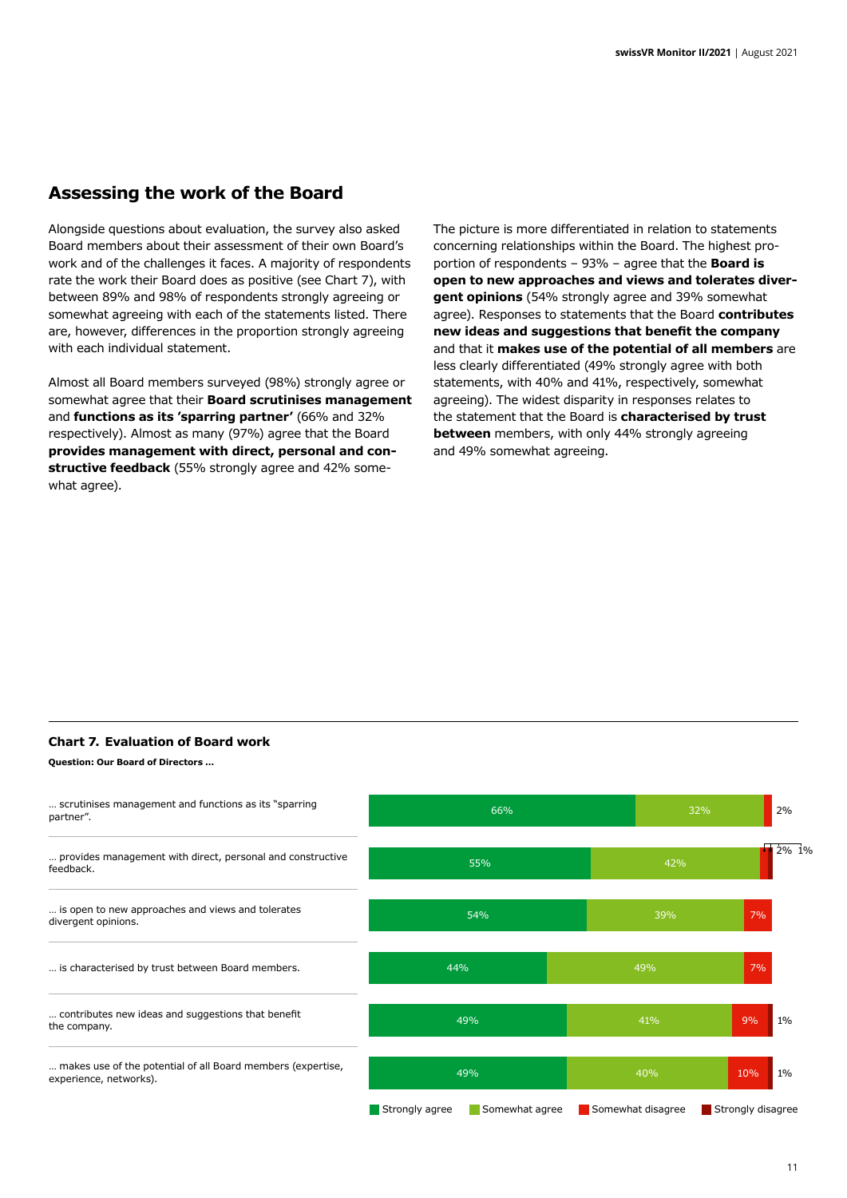## Assessing the work of the Board

Alongside questions about evaluation, the survey also asked Board members about their assessment of their own Board's work and of the challenges it faces. A majority of respondents rate the work their Board does as positive (see Chart 7), with between 89% and 98% of respondents strongly agreeing or somewhat agreeing with each of the statements listed. There are, however, differences in the proportion strongly agreeing with each individual statement.

Almost all Board members surveyed (98%) strongly agree or somewhat agree that their **Board scrutinises management** and **functions as its 'sparring partner'** (66% and 32% respectively). Almost as many (97%) agree that the Board **provides management with direct, personal and constructive feedback** (55% strongly agree and 42% somewhat agree).

The picture is more differentiated in relation to statements concerning relationships within the Board. The highest proportion of respondents – 93% – agree that the **Board is open to new approaches and views and tolerates divergent opinions** (54% strongly agree and 39% somewhat agree). Responses to statements that the Board **contributes new ideas and suggestions that benefit the company** and that it **makes use of the potential of all members** are less clearly differentiated (49% strongly agree with both statements, with 40% and 41%, respectively, somewhat agreeing). The widest disparity in responses relates to the statement that the Board is **characterised by trust between** members, with only 44% strongly agreeing and 49% somewhat agreeing.

**Chart 7. Evaluation of Board work**

**Question: Our Board of Directors …**

| Statement | Strongly agree | Somewhat agree | Somewhat disagree | Strongly disagree |
|---|---|---|---|---|
| … scrutinises management and functions as its "sparring partner". | 66% | 32% | 2% | |
| … provides management with direct, personal and constructive feedback. | 55% | 42% | 2% | 1% |
| … is open to new approaches and views and tolerates divergent opinions. | 54% | 39% | 7% | |
| … is characterised by trust between Board members. | 44% | 49% | 7% | |
| … contributes new ideas and suggestions that benefit the company. | 49% | 41% | 9% | 1% |
| … makes use of the potential of all Board members (expertise, experience, networks). | 49% | 40% | 10% | 1% |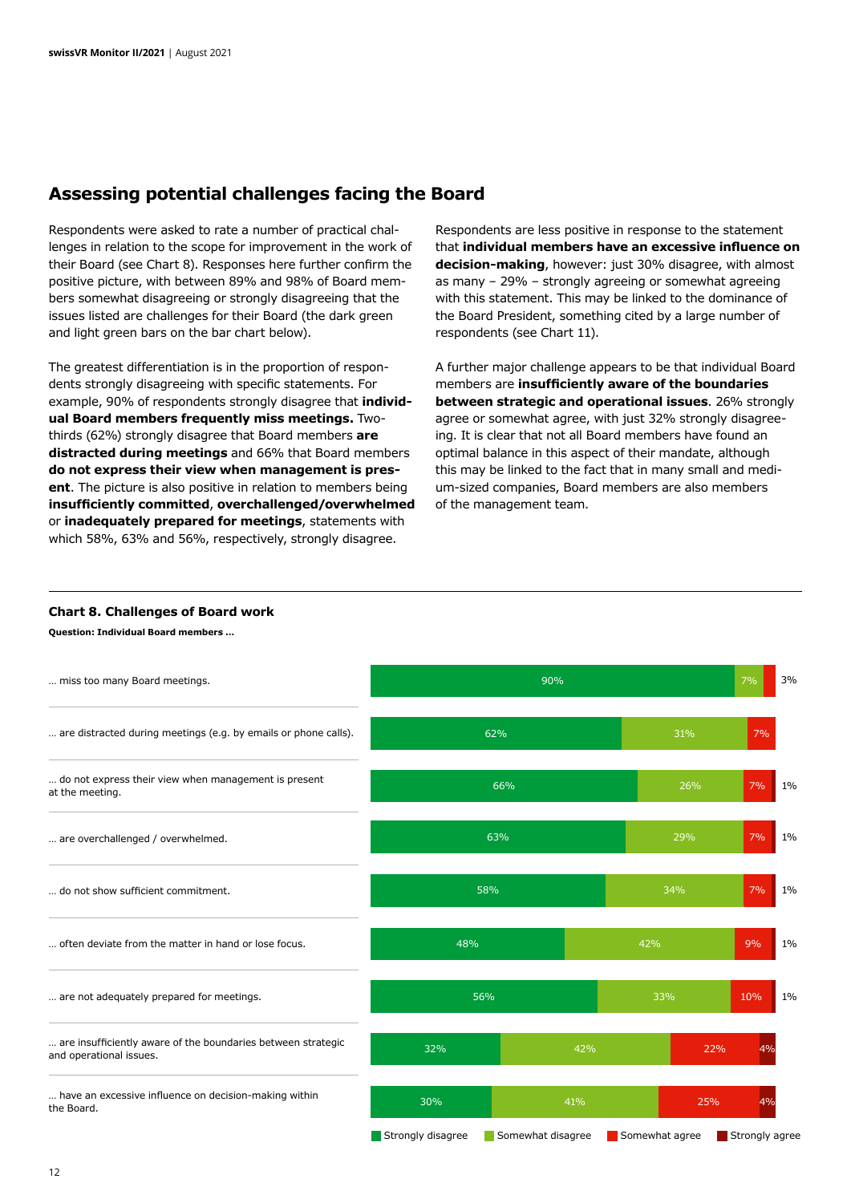## Assessing potential challenges facing the Board

Respondents were asked to rate a number of practical challenges in relation to the scope for improvement in the work of their Board (see Chart 8). Responses here further confirm the positive picture, with between 89% and 98% of Board members somewhat disagreeing or strongly disagreeing that the issues listed are challenges for their Board (the dark green and light green bars on the bar chart below).

The greatest differentiation is in the proportion of respondents strongly disagreeing with specific statements. For example, 90% of respondents strongly disagree that **individual Board members frequently miss meetings.** Two-thirds (62%) strongly disagree that Board members **are distracted during meetings** and 66% that Board members **do not express their view when management is present**. The picture is also positive in relation to members being **insufficiently committed**, **overchallenged/overwhelmed** or **inadequately prepared for meetings**, statements with which 58%, 63% and 56%, respectively, strongly disagree.

Respondents are less positive in response to the statement that **individual members have an excessive influence on decision-making**, however: just 30% disagree, with almost as many – 29% – strongly agreeing or somewhat agreeing with this statement. This may be linked to the dominance of the Board President, something cited by a large number of respondents (see Chart 11).

A further major challenge appears to be that individual Board members are **insufficiently aware of the boundaries between strategic and operational issues**. 26% strongly agree or somewhat agree, with just 32% strongly disagreeing. It is clear that not all Board members have found an optimal balance in this aspect of their mandate, although this may be linked to the fact that in many small and medium-sized companies, Board members are also members of the management team.

**Chart 8. Challenges of Board work**

**Question: Individual Board members ...**

| | Strongly disagree | Somewhat disagree | Somewhat agree | Strongly agree |
|---|---|---|---|---|
| ... miss too many Board meetings. | 90% | 7% | 3% | |
| ... are distracted during meetings (e.g. by emails or phone calls). | 62% | 31% | 7% | |
| ... do not express their view when management is present at the meeting. | 66% | 26% | 7% | 1% |
| ... are overchallenged / overwhelmed. | 63% | 29% | 7% | 1% |
| ... do not show sufficient commitment. | 58% | 34% | 7% | 1% |
| ... often deviate from the matter in hand or lose focus. | 48% | 42% | 9% | 1% |
| ... are not adequately prepared for meetings. | 56% | 33% | 10% | 1% |
| ... are insufficiently aware of the boundaries between strategic and operational issues. | 32% | 42% | 22% | 4% |
| ... have an excessive influence on decision-making within the Board. | 30% | 41% | 25% | 4% |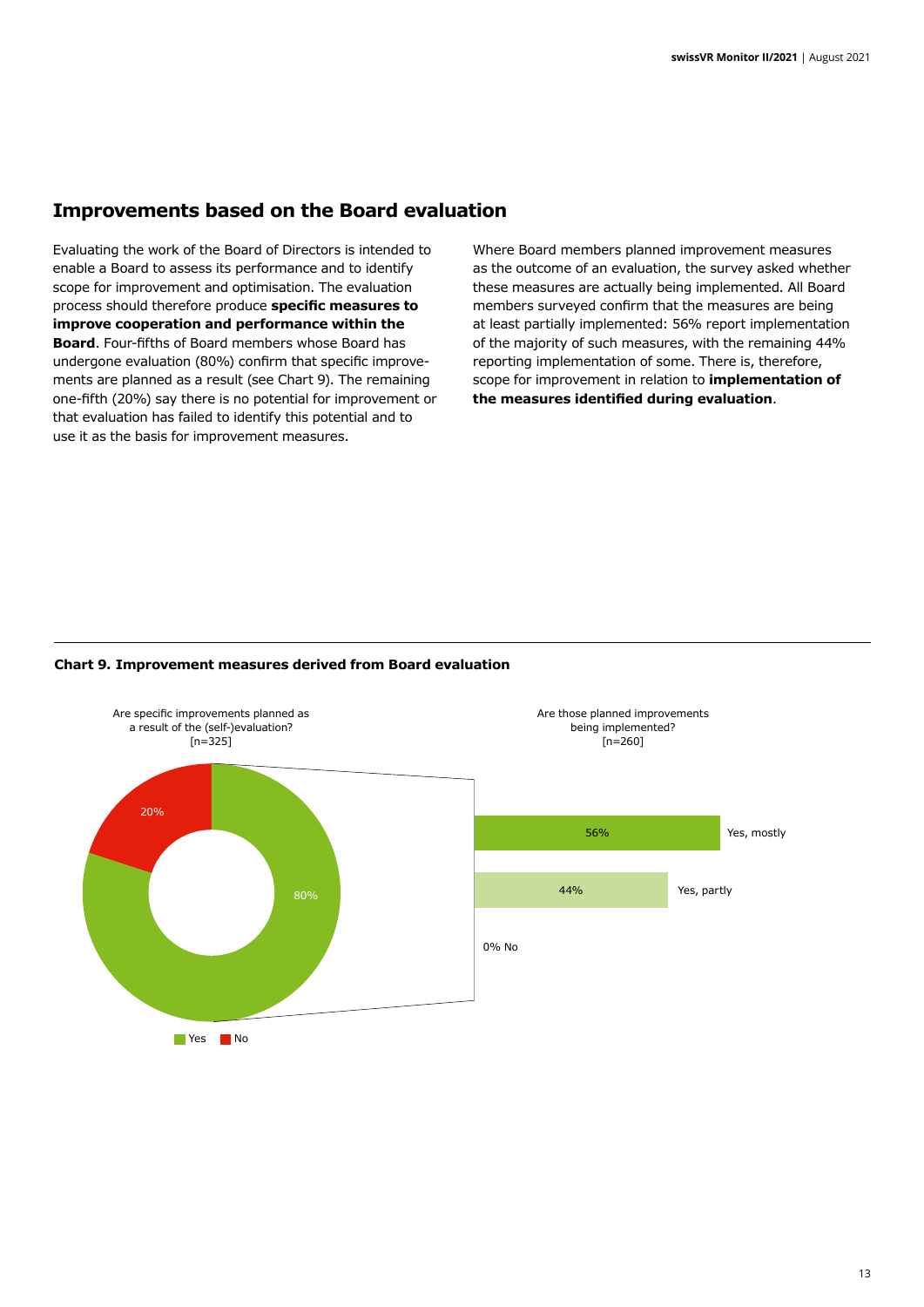## Improvements based on the Board evaluation

Evaluating the work of the Board of Directors is intended to enable a Board to assess its performance and to identify scope for improvement and optimisation. The evaluation process should therefore produce **specific measures to improve cooperation and performance within the Board**. Four-fifths of Board members whose Board has undergone evaluation (80%) confirm that specific improvements are planned as a result (see Chart 9). The remaining one-fifth (20%) say there is no potential for improvement or that evaluation has failed to identify this potential and to use it as the basis for improvement measures.

Where Board members planned improvement measures as the outcome of an evaluation, the survey asked whether these measures are actually being implemented. All Board members surveyed confirm that the measures are being at least partially implemented: 56% report implementation of the majority of such measures, with the remaining 44% reporting implementation of some. There is, therefore, scope for improvement in relation to **implementation of the measures identified during evaluation**.

**Chart 9. Improvement measures derived from Board evaluation**

Are specific improvements planned as a result of the (self-)evaluation? [n=325]

| Answer | Share |
|---|---|
| Yes | 80% |
| No | 20% |

Are those planned improvements being implemented? [n=260]

| Answer | Share |
|---|---|
| Yes, mostly | 56% |
| Yes, partly | 44% |
| No | 0% |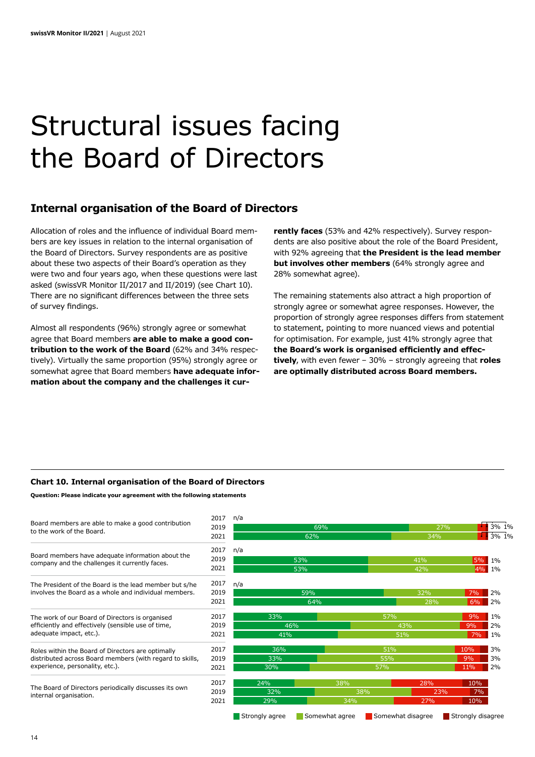// Structural issues facing the Board of Directors

# Structural issues facing the Board of Directors

## Internal organisation of the Board of Directors

Allocation of roles and the influence of individual Board members are key issues in relation to the internal organisation of the Board of Directors. Survey respondents are as positive about these two aspects of their Board's operation as they were two and four years ago, when these questions were last asked (swissVR Monitor II/2017 and II/2019) (see Chart 10). There are no significant differences between the three sets of survey findings.

Almost all respondents (96%) strongly agree or somewhat agree that Board members **are able to make a good contribution to the work of the Board** (62% and 34% respectively). Virtually the same proportion (95%) strongly agree or somewhat agree that Board members **have adequate information about the company and the challenges it currently faces** (53% and 42% respectively). Survey respondents are also positive about the role of the Board President, with 92% agreeing that **the President is the lead member but involves other members** (64% strongly agree and 28% somewhat agree).

The remaining statements also attract a high proportion of strongly agree or somewhat agree responses. However, the proportion of strongly agree responses differs from statement to statement, pointing to more nuanced views and potential for optimisation. For example, just 41% strongly agree that **the Board's work is organised efficiently and effectively**, with even fewer – 30% – strongly agreeing that **roles are optimally distributed across Board members.**

### Chart 10. Internal organisation of the Board of Directors

**Question: Please indicate your agreement with the following statements**

| Statement | Year | Strongly agree | Somewhat agree | Somewhat disagree | Strongly disagree |
|---|---|---|---|---|---|
| Board members are able to make a good contribution to the work of the Board. | 2017 | n/a | | | |
| | 2019 | 69% | 27% | 3% | 1% |
| | 2021 | 62% | 34% | 3% | 1% |
| Board members have adequate information about the company and the challenges it currently faces. | 2017 | n/a | | | |
| | 2019 | 53% | 41% | 5% | 1% |
| | 2021 | 53% | 42% | 4% | 1% |
| The President of the Board is the lead member but s/he involves the Board as a whole and individual members. | 2017 | n/a | | | |
| | 2019 | 59% | 32% | 7% | 2% |
| | 2021 | 64% | 28% | 6% | 2% |
| The work of our Board of Directors is organised efficiently and effectively (sensible use of time, adequate impact, etc.). | 2017 | 33% | 57% | 9% | 1% |
| | 2019 | 46% | 43% | 9% | 2% |
| | 2021 | 41% | 51% | 7% | 1% |
| Roles within the Board of Directors are optimally distributed across Board members (with regard to skills, experience, personality, etc.). | 2017 | 36% | 51% | 10% | 3% |
| | 2019 | 33% | 55% | 9% | 3% |
| | 2021 | 30% | 57% | 11% | 2% |
| The Board of Directors periodically discusses its own internal organisation. | 2017 | 24% | 38% | 28% | 10% |
| | 2019 | 32% | 38% | 23% | 7% |
| | 2021 | 29% | 34% | 27% | 10% |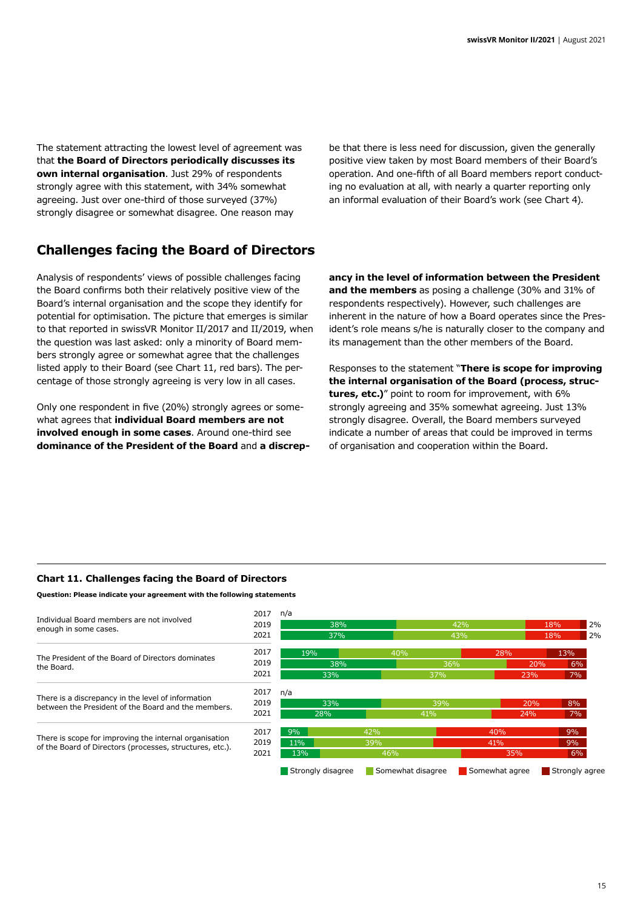The statement attracting the lowest level of agreement was that **the Board of Directors periodically discusses its own internal organisation**. Just 29% of respondents strongly agree with this statement, with 34% somewhat agreeing. Just over one-third of those surveyed (37%) strongly disagree or somewhat disagree. One reason may be that there is less need for discussion, given the generally positive view taken by most Board members of their Board's operation. And one-fifth of all Board members report conducting no evaluation at all, with nearly a quarter reporting only an informal evaluation of their Board's work (see Chart 4).

## Challenges facing the Board of Directors

Analysis of respondents' views of possible challenges facing the Board confirms both their relatively positive view of the Board's internal organisation and the scope they identify for potential for optimisation. The picture that emerges is similar to that reported in swissVR Monitor II/2017 and II/2019, when the question was last asked: only a minority of Board members strongly agree or somewhat agree that the challenges listed apply to their Board (see Chart 11, red bars). The percentage of those strongly agreeing is very low in all cases.

Only one respondent in five (20%) strongly agrees or somewhat agrees that **individual Board members are not involved enough in some cases**. Around one-third see **dominance of the President of the Board** and **a discrepancy in the level of information between the President and the members** as posing a challenge (30% and 31% of respondents respectively). However, such challenges are inherent in the nature of how a Board operates since the President's role means s/he is naturally closer to the company and its management than the other members of the Board.

Responses to the statement "**There is scope for improving the internal organisation of the Board (process, structures, etc.)**" point to room for improvement, with 6% strongly agreeing and 35% somewhat agreeing. Just 13% strongly disagree. Overall, the Board members surveyed indicate a number of areas that could be improved in terms of organisation and cooperation within the Board.

**Chart 11. Challenges facing the Board of Directors**

**Question: Please indicate your agreement with the following statements**

| Statement | Year | Strongly disagree | Somewhat disagree | Somewhat agree | Strongly agree |
|---|---|---|---|---|---|
| Individual Board members are not involved enough in some cases. | 2017 | n/a | | | |
| | 2019 | 38% | 42% | 18% | 2% |
| | 2021 | 37% | 43% | 18% | 2% |
| The President of the Board of Directors dominates the Board. | 2017 | 19% | 40% | 28% | 13% |
| | 2019 | 38% | 36% | 20% | 6% |
| | 2021 | 33% | 37% | 23% | 7% |
| There is a discrepancy in the level of information between the President of the Board and the members. | 2017 | n/a | | | |
| | 2019 | 33% | 39% | 20% | 8% |
| | 2021 | 28% | 41% | 24% | 7% |
| There is scope for improving the internal organisation of the Board of Directors (processes, structures, etc.). | 2017 | 9% | 42% | 40% | 9% |
| | 2019 | 11% | 39% | 41% | 9% |
| | 2021 | 13% | 46% | 35% | 6% |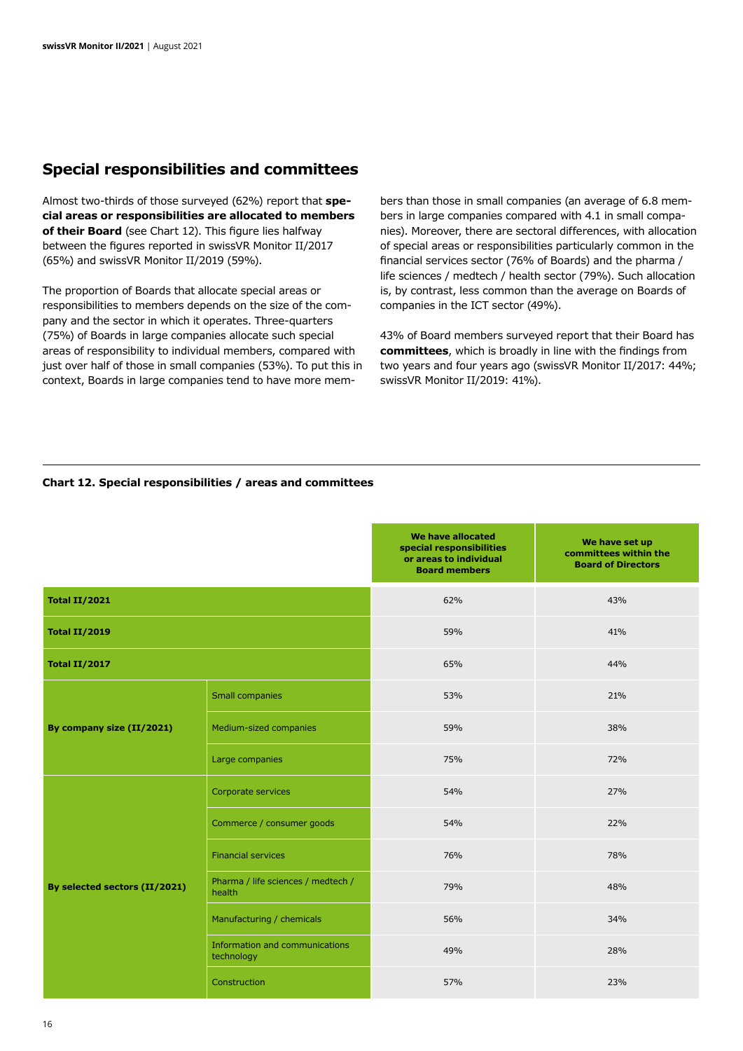## Special responsibilities and committees

Almost two-thirds of those surveyed (62%) report that **special areas or responsibilities are allocated to members of their Board** (see Chart 12). This figure lies halfway between the figures reported in swissVR Monitor II/2017 (65%) and swissVR Monitor II/2019 (59%).

The proportion of Boards that allocate special areas or responsibilities to members depends on the size of the company and the sector in which it operates. Three-quarters (75%) of Boards in large companies allocate such special areas of responsibility to individual members, compared with just over half of those in small companies (53%). To put this in context, Boards in large companies tend to have more members than those in small companies (an average of 6.8 members in large companies compared with 4.1 in small companies). Moreover, there are sectoral differences, with allocation of special areas or responsibilities particularly common in the financial services sector (76% of Boards) and the pharma / life sciences / medtech / health sector (79%). Such allocation is, by contrast, less common than the average on Boards of companies in the ICT sector (49%).

43% of Board members surveyed report that their Board has **committees**, which is broadly in line with the findings from two years and four years ago (swissVR Monitor II/2017: 44%; swissVR Monitor II/2019: 41%).

**Chart 12. Special responsibilities / areas and committees**

| | | We have allocated special responsibilities or areas to individual Board members | We have set up committees within the Board of Directors |
|---|---|---|---|
| **Total II/2021** | | 62% | 43% |
| **Total II/2019** | | 59% | 41% |
| **Total II/2017** | | 65% | 44% |
| **By company size (II/2021)** | Small companies | 53% | 21% |
| | Medium-sized companies | 59% | 38% |
| | Large companies | 75% | 72% |
| **By selected sectors (II/2021)** | Corporate services | 54% | 27% |
| | Commerce / consumer goods | 54% | 22% |
| | Financial services | 76% | 78% |
| | Pharma / life sciences / medtech / health | 79% | 48% |
| | Manufacturing / chemicals | 56% | 34% |
| | Information and communications technology | 49% | 28% |
| | Construction | 57% | 23% |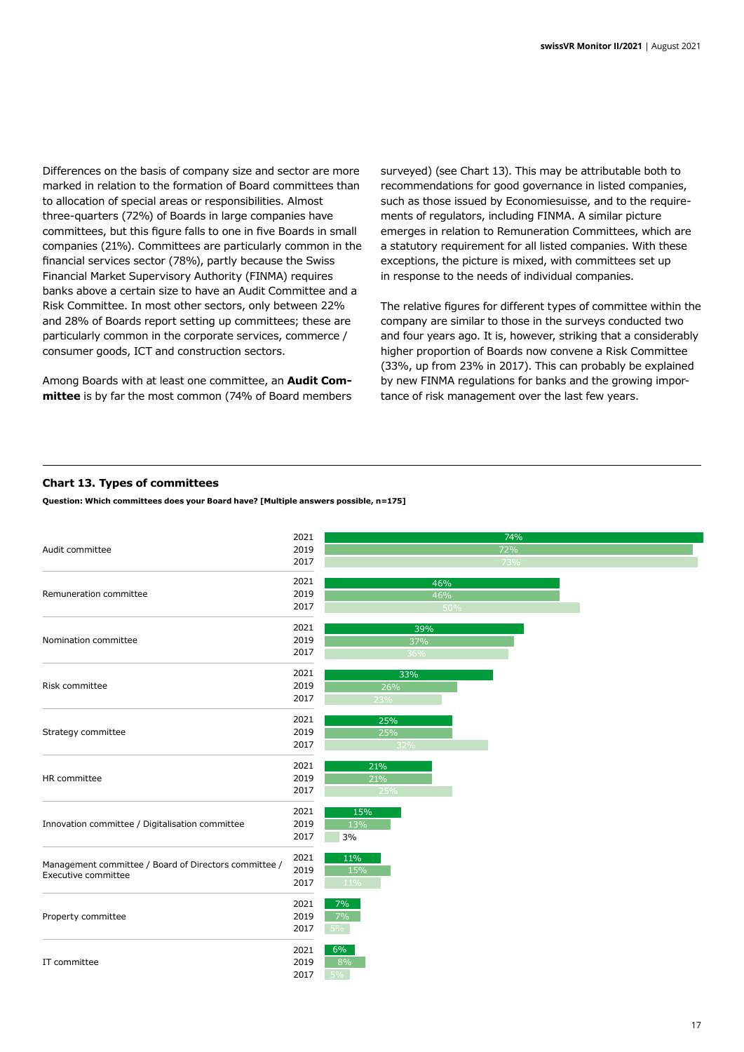Differences on the basis of company size and sector are more marked in relation to the formation of Board committees than to allocation of special areas or responsibilities. Almost three-quarters (72%) of Boards in large companies have committees, but this figure falls to one in five Boards in small companies (21%). Committees are particularly common in the financial services sector (78%), partly because the Swiss Financial Market Supervisory Authority (FINMA) requires banks above a certain size to have an Audit Committee and a Risk Committee. In most other sectors, only between 22% and 28% of Boards report setting up committees; these are particularly common in the corporate services, commerce / consumer goods, ICT and construction sectors.

Among Boards with at least one committee, an **Audit Committee** is by far the most common (74% of Board members surveyed) (see Chart 13). This may be attributable both to recommendations for good governance in listed companies, such as those issued by Economiesuisse, and to the requirements of regulators, including FINMA. A similar picture emerges in relation to Remuneration Committees, which are a statutory requirement for all listed companies. With these exceptions, the picture is mixed, with committees set up in response to the needs of individual companies.

The relative figures for different types of committee within the company are similar to those in the surveys conducted two and four years ago. It is, however, striking that a considerably higher proportion of Boards now convene a Risk Committee (33%, up from 23% in 2017). This can probably be explained by new FINMA regulations for banks and the growing importance of risk management over the last few years.

### Chart 13. Types of committees

**Question: Which committees does your Board have? [Multiple answers possible, n=175]**

| Committee | 2021 | 2019 | 2017 |
|---|---|---|---|
| Audit committee | 74% | 72% | 73% |
| Remuneration committee | 46% | 46% | 50% |
| Nomination committee | 39% | 37% | 36% |
| Risk committee | 33% | 26% | 23% |
| Strategy committee | 25% | 25% | 32% |
| HR committee | 21% | 21% | 25% |
| Innovation committee / Digitalisation committee | 15% | 13% | 3% |
| Management committee / Board of Directors committee / Executive committee | 11% | 15% | 11% |
| Property committee | 7% | 7% | 5% |
| IT committee | 6% | 8% | 5% |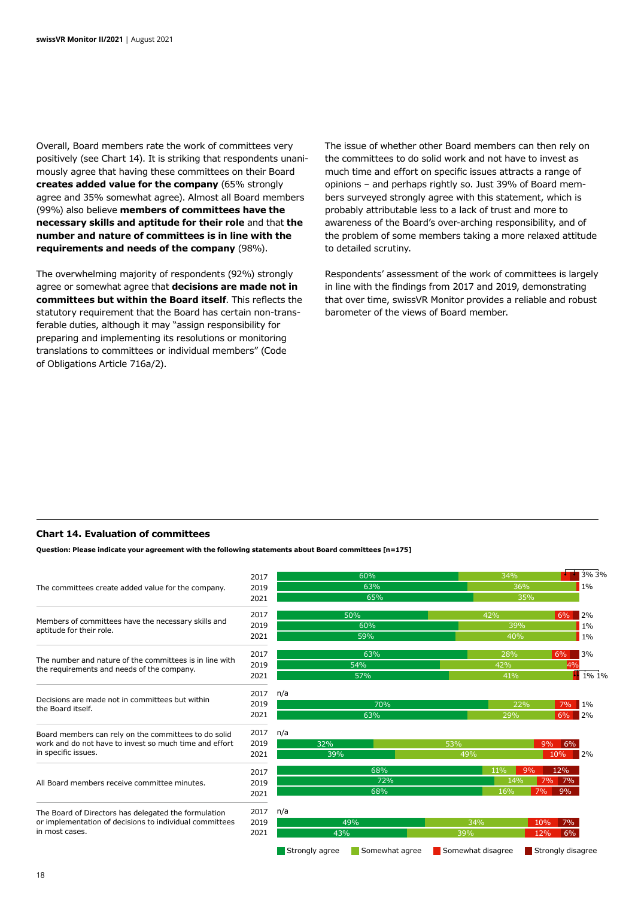Overall, Board members rate the work of committees very positively (see Chart 14). It is striking that respondents unanimously agree that having these committees on their Board **creates added value for the company** (65% strongly agree and 35% somewhat agree). Almost all Board members (99%) also believe **members of committees have the necessary skills and aptitude for their role** and that **the number and nature of committees is in line with the requirements and needs of the company** (98%).

The overwhelming majority of respondents (92%) strongly agree or somewhat agree that **decisions are made not in committees but within the Board itself**. This reflects the statutory requirement that the Board has certain non-transferable duties, although it may "assign responsibility for preparing and implementing its resolutions or monitoring translations to committees or individual members" (Code of Obligations Article 716a/2).

The issue of whether other Board members can then rely on the committees to do solid work and not have to invest as much time and effort on specific issues attracts a range of opinions – and perhaps rightly so. Just 39% of Board members surveyed strongly agree with this statement, which is probably attributable less to a lack of trust and more to awareness of the Board's over-arching responsibility, and of the problem of some members taking a more relaxed attitude to detailed scrutiny.

Respondents' assessment of the work of committees is largely in line with the findings from 2017 and 2019, demonstrating that over time, swissVR Monitor provides a reliable and robust barometer of the views of Board member.

### Chart 14. Evaluation of committees

**Question: Please indicate your agreement with the following statements about Board committees [n=175]**

| Statement | Year | Strongly agree | Somewhat agree | Somewhat disagree | Strongly disagree |
|---|---|---|---|---|---|
| The committees create added value for the company. | 2017 | 60% | 34% | 3% | 3% |
| | 2019 | 63% | 36% | 1% | |
| | 2021 | 65% | 35% | | |
| Members of committees have the necessary skills and aptitude for their role. | 2017 | 50% | 42% | 6% | 2% |
| | 2019 | 60% | 39% | 1% | |
| | 2021 | 59% | 40% | 1% | |
| The number and nature of the committees is in line with the requirements and needs of the company. | 2017 | 63% | 28% | 6% | 3% |
| | 2019 | 54% | 42% | 4% | |
| | 2021 | 57% | 41% | 1% | 1% |
| Decisions are made not in committees but within the Board itself. | 2017 | n/a | | | |
| | 2019 | 70% | 22% | 7% | 1% |
| | 2021 | 63% | 29% | 6% | 2% |
| Board members can rely on the committees to do solid work and do not have to invest so much time and effort in specific issues. | 2017 | n/a | | | |
| | 2019 | 32% | 53% | 9% | 6% |
| | 2021 | 39% | 49% | 10% | 2% |
| All Board members receive committee minutes. | 2017 | 68% | 11% | 9% | 12% |
| | 2019 | 72% | 14% | 7% | 7% |
| | 2021 | 68% | 16% | 7% | 9% |
| The Board of Directors has delegated the formulation or implementation of decisions to individual committees in most cases. | 2017 | n/a | | | |
| | 2019 | 49% | 34% | 10% | 7% |
| | 2021 | 43% | 39% | 12% | 6% |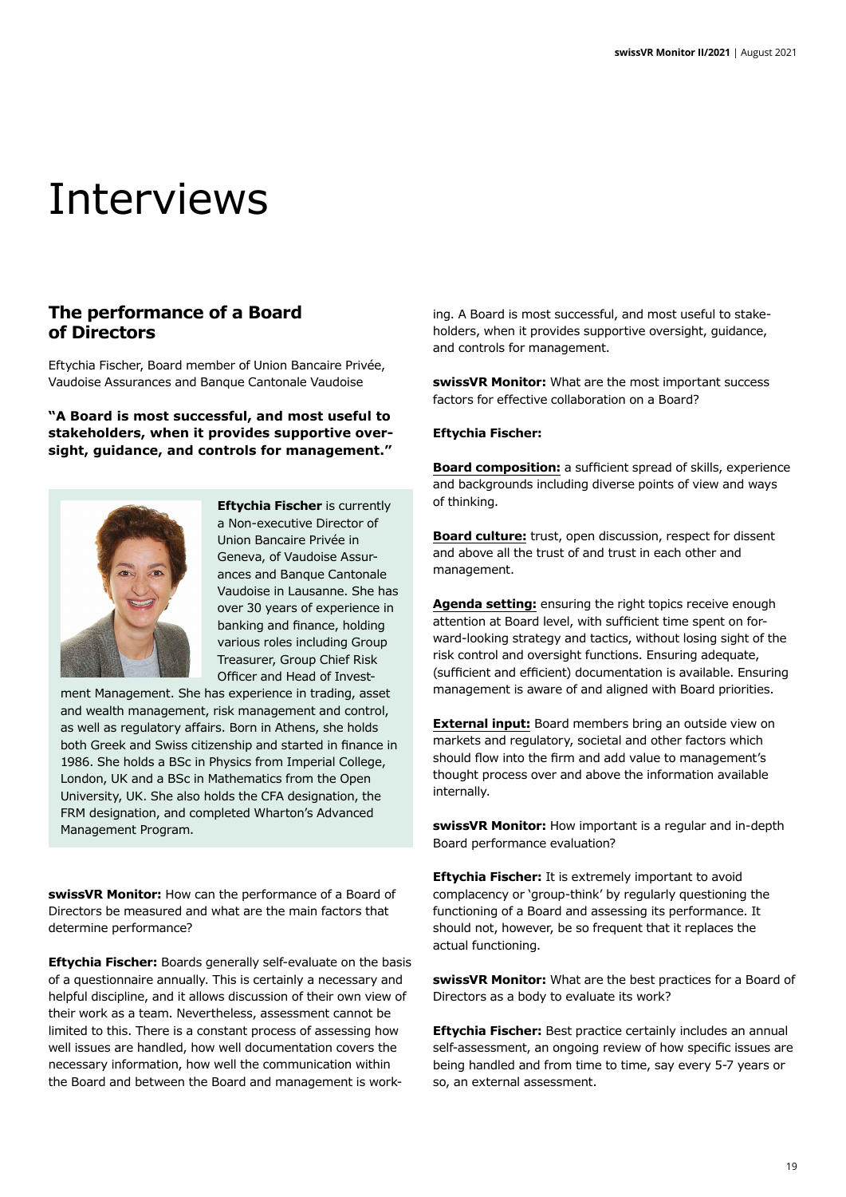# Interviews

## The performance of a Board of Directors

Eftychia Fischer, Board member of Union Bancaire Privée, Vaudoise Assurances and Banque Cantonale Vaudoise

**"A Board is most successful, and most useful to stakeholders, when it provides supportive oversight, guidance, and controls for management."**

**Eftychia Fischer** is currently a Non-executive Director of Union Bancaire Privée in Geneva, of Vaudoise Assurances and Banque Cantonale Vaudoise in Lausanne. She has over 30 years of experience in banking and finance, holding various roles including Group Treasurer, Group Chief Risk Officer and Head of Investment Management. She has experience in trading, asset and wealth management, risk management and control, as well as regulatory affairs. Born in Athens, she holds both Greek and Swiss citizenship and started in finance in 1986. She holds a BSc in Physics from Imperial College, London, UK and a BSc in Mathematics from the Open University, UK. She also holds the CFA designation, the FRM designation, and completed Wharton's Advanced Management Program.

**swissVR Monitor:** How can the performance of a Board of Directors be measured and what are the main factors that determine performance?

**Eftychia Fischer:** Boards generally self-evaluate on the basis of a questionnaire annually. This is certainly a necessary and helpful discipline, and it allows discussion of their own view of their work as a team. Nevertheless, assessment cannot be limited to this. There is a constant process of assessing how well issues are handled, how well documentation covers the necessary information, how well the communication within the Board and between the Board and management is working. A Board is most successful, and most useful to stakeholders, when it provides supportive oversight, guidance, and controls for management.

**swissVR Monitor:** What are the most important success factors for effective collaboration on a Board?

**Eftychia Fischer:**

**Board composition:** a sufficient spread of skills, experience and backgrounds including diverse points of view and ways of thinking.

**Board culture:** trust, open discussion, respect for dissent and above all the trust of and trust in each other and management.

**Agenda setting:** ensuring the right topics receive enough attention at Board level, with sufficient time spent on forward-looking strategy and tactics, without losing sight of the risk control and oversight functions. Ensuring adequate, (sufficient and efficient) documentation is available. Ensuring management is aware of and aligned with Board priorities.

**External input:** Board members bring an outside view on markets and regulatory, societal and other factors which should flow into the firm and add value to management's thought process over and above the information available internally.

**swissVR Monitor:** How important is a regular and in-depth Board performance evaluation?

**Eftychia Fischer:** It is extremely important to avoid complacency or 'group-think' by regularly questioning the functioning of a Board and assessing its performance. It should not, however, be so frequent that it replaces the actual functioning.

**swissVR Monitor:** What are the best practices for a Board of Directors as a body to evaluate its work?

**Eftychia Fischer:** Best practice certainly includes an annual self-assessment, an ongoing review of how specific issues are being handled and from time to time, say every 5-7 years or so, an external assessment.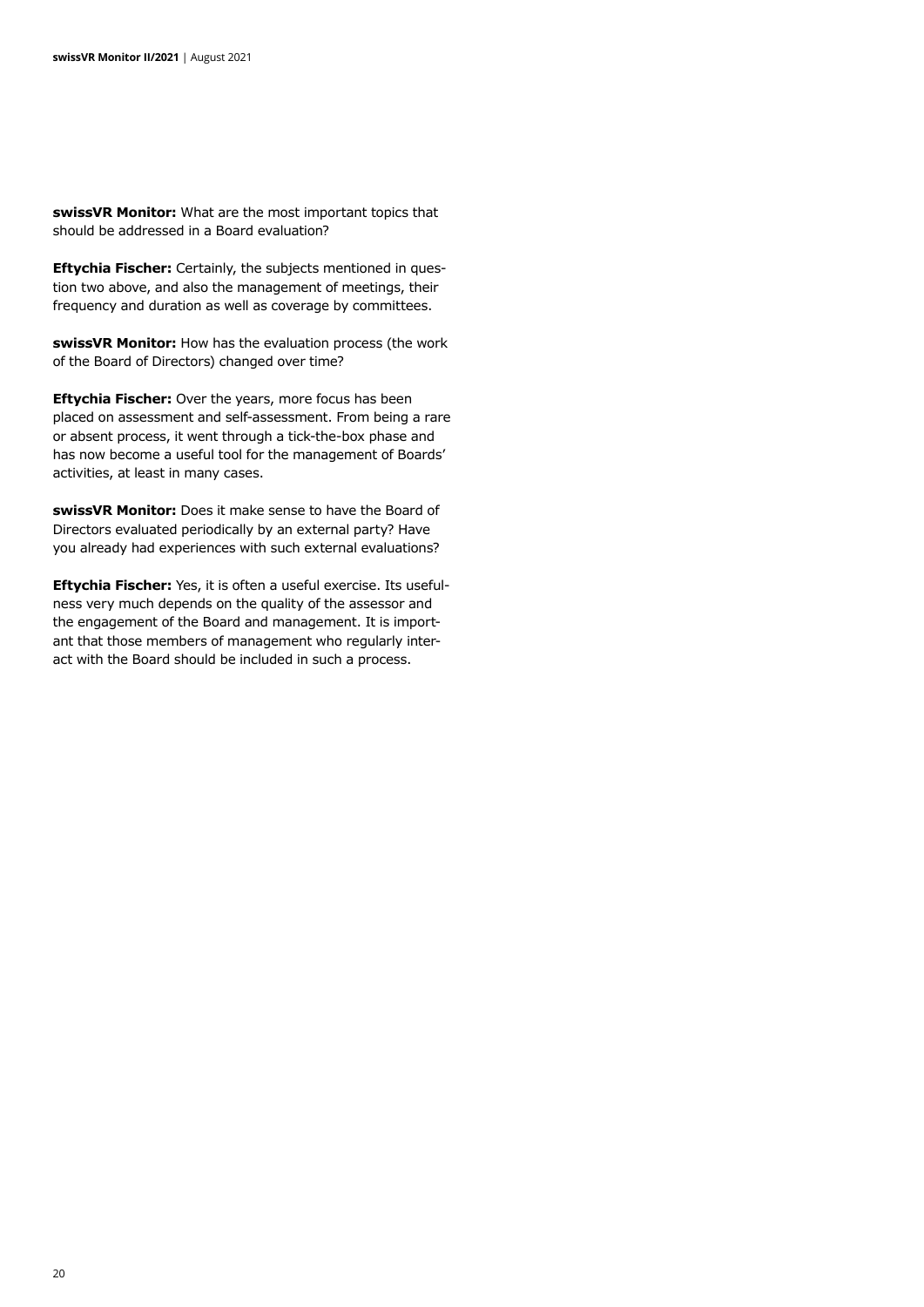**swissVR Monitor:** What are the most important topics that should be addressed in a Board evaluation?

**Eftychia Fischer:** Certainly, the subjects mentioned in question two above, and also the management of meetings, their frequency and duration as well as coverage by committees.

**swissVR Monitor:** How has the evaluation process (the work of the Board of Directors) changed over time?

**Eftychia Fischer:** Over the years, more focus has been placed on assessment and self-assessment. From being a rare or absent process, it went through a tick-the-box phase and has now become a useful tool for the management of Boards' activities, at least in many cases.

**swissVR Monitor:** Does it make sense to have the Board of Directors evaluated periodically by an external party? Have you already had experiences with such external evaluations?

**Eftychia Fischer:** Yes, it is often a useful exercise. Its usefulness very much depends on the quality of the assessor and the engagement of the Board and management. It is important that those members of management who regularly interact with the Board should be included in such a process.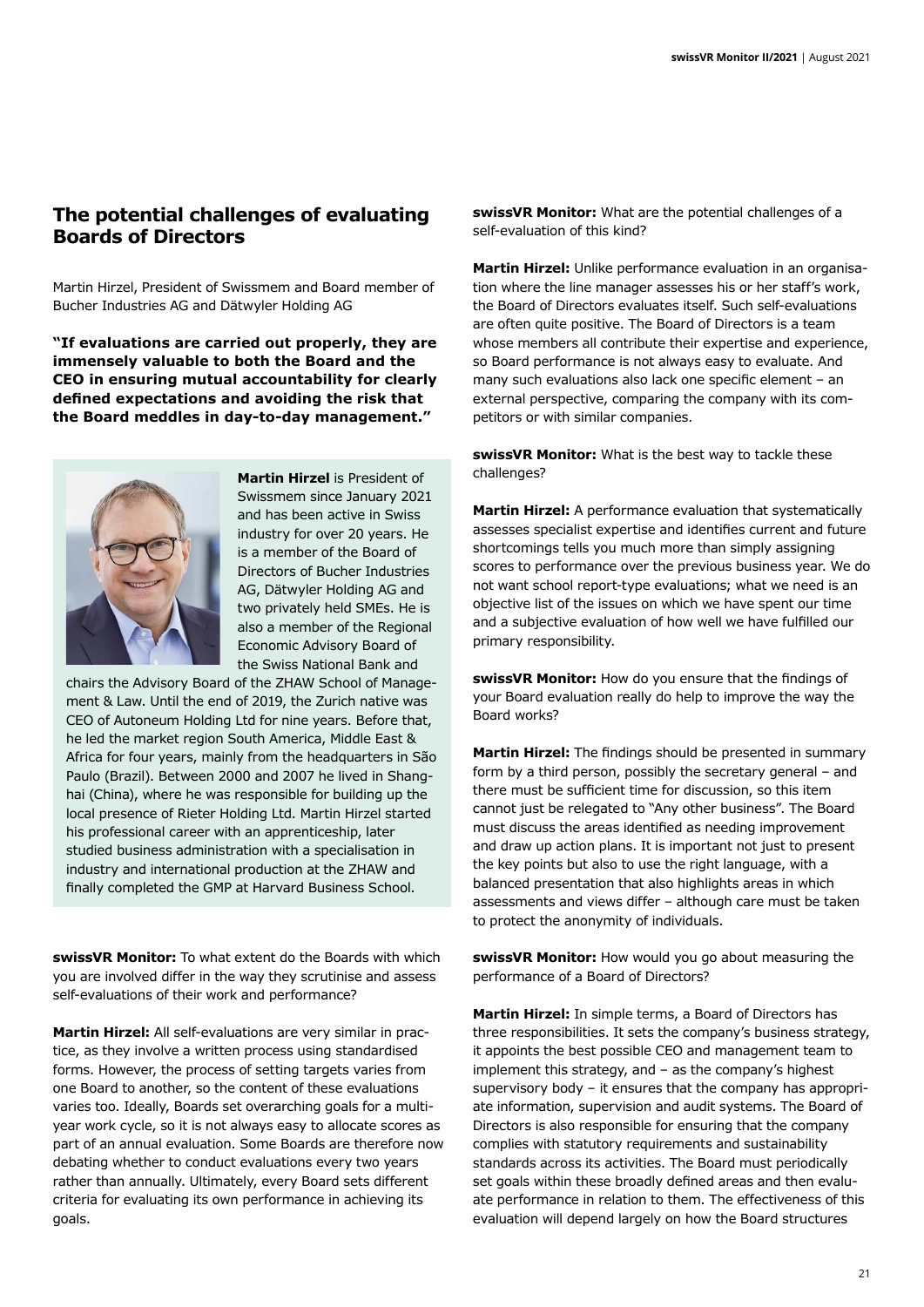## The potential challenges of evaluating Boards of Directors

Martin Hirzel, President of Swissmem and Board member of Bucher Industries AG and Dätwyler Holding AG

**"If evaluations are carried out properly, they are immensely valuable to both the Board and the CEO in ensuring mutual accountability for clearly defined expectations and avoiding the risk that the Board meddles in day-to-day management."**

**Martin Hirzel** is President of Swissmem since January 2021 and has been active in Swiss industry for over 20 years. He is a member of the Board of Directors of Bucher Industries AG, Dätwyler Holding AG and two privately held SMEs. He is also a member of the Regional Economic Advisory Board of the Swiss National Bank and chairs the Advisory Board of the ZHAW School of Management & Law. Until the end of 2019, the Zurich native was CEO of Autoneum Holding Ltd for nine years. Before that, he led the market region South America, Middle East & Africa for four years, mainly from the headquarters in São Paulo (Brazil). Between 2000 and 2007 he lived in Shanghai (China), where he was responsible for building up the local presence of Rieter Holding Ltd. Martin Hirzel started his professional career with an apprenticeship, later studied business administration with a specialisation in industry and international production at the ZHAW and finally completed the GMP at Harvard Business School.

**swissVR Monitor:** To what extent do the Boards with which you are involved differ in the way they scrutinise and assess self-evaluations of their work and performance?

**Martin Hirzel:** All self-evaluations are very similar in practice, as they involve a written process using standardised forms. However, the process of setting targets varies from one Board to another, so the content of these evaluations varies too. Ideally, Boards set overarching goals for a multi-year work cycle, so it is not always easy to allocate scores as part of an annual evaluation. Some Boards are therefore now debating whether to conduct evaluations every two years rather than annually. Ultimately, every Board sets different criteria for evaluating its own performance in achieving its goals.

**swissVR Monitor:** What are the potential challenges of a self-evaluation of this kind?

**Martin Hirzel:** Unlike performance evaluation in an organisation where the line manager assesses his or her staff's work, the Board of Directors evaluates itself. Such self-evaluations are often quite positive. The Board of Directors is a team whose members all contribute their expertise and experience, so Board performance is not always easy to evaluate. And many such evaluations also lack one specific element – an external perspective, comparing the company with its competitors or with similar companies.

**swissVR Monitor:** What is the best way to tackle these challenges?

**Martin Hirzel:** A performance evaluation that systematically assesses specialist expertise and identifies current and future shortcomings tells you much more than simply assigning scores to performance over the previous business year. We do not want school report-type evaluations; what we need is an objective list of the issues on which we have spent our time and a subjective evaluation of how well we have fulfilled our primary responsibility.

**swissVR Monitor:** How do you ensure that the findings of your Board evaluation really do help to improve the way the Board works?

**Martin Hirzel:** The findings should be presented in summary form by a third person, possibly the secretary general – and there must be sufficient time for discussion, so this item cannot just be relegated to "Any other business". The Board must discuss the areas identified as needing improvement and draw up action plans. It is important not just to present the key points but also to use the right language, with a balanced presentation that also highlights areas in which assessments and views differ – although care must be taken to protect the anonymity of individuals.

**swissVR Monitor:** How would you go about measuring the performance of a Board of Directors?

**Martin Hirzel:** In simple terms, a Board of Directors has three responsibilities. It sets the company's business strategy, it appoints the best possible CEO and management team to implement this strategy, and – as the company's highest supervisory body – it ensures that the company has appropriate information, supervision and audit systems. The Board of Directors is also responsible for ensuring that the company complies with statutory requirements and sustainability standards across its activities. The Board must periodically set goals within these broadly defined areas and then evaluate performance in relation to them. The effectiveness of this evaluation will depend largely on how the Board structures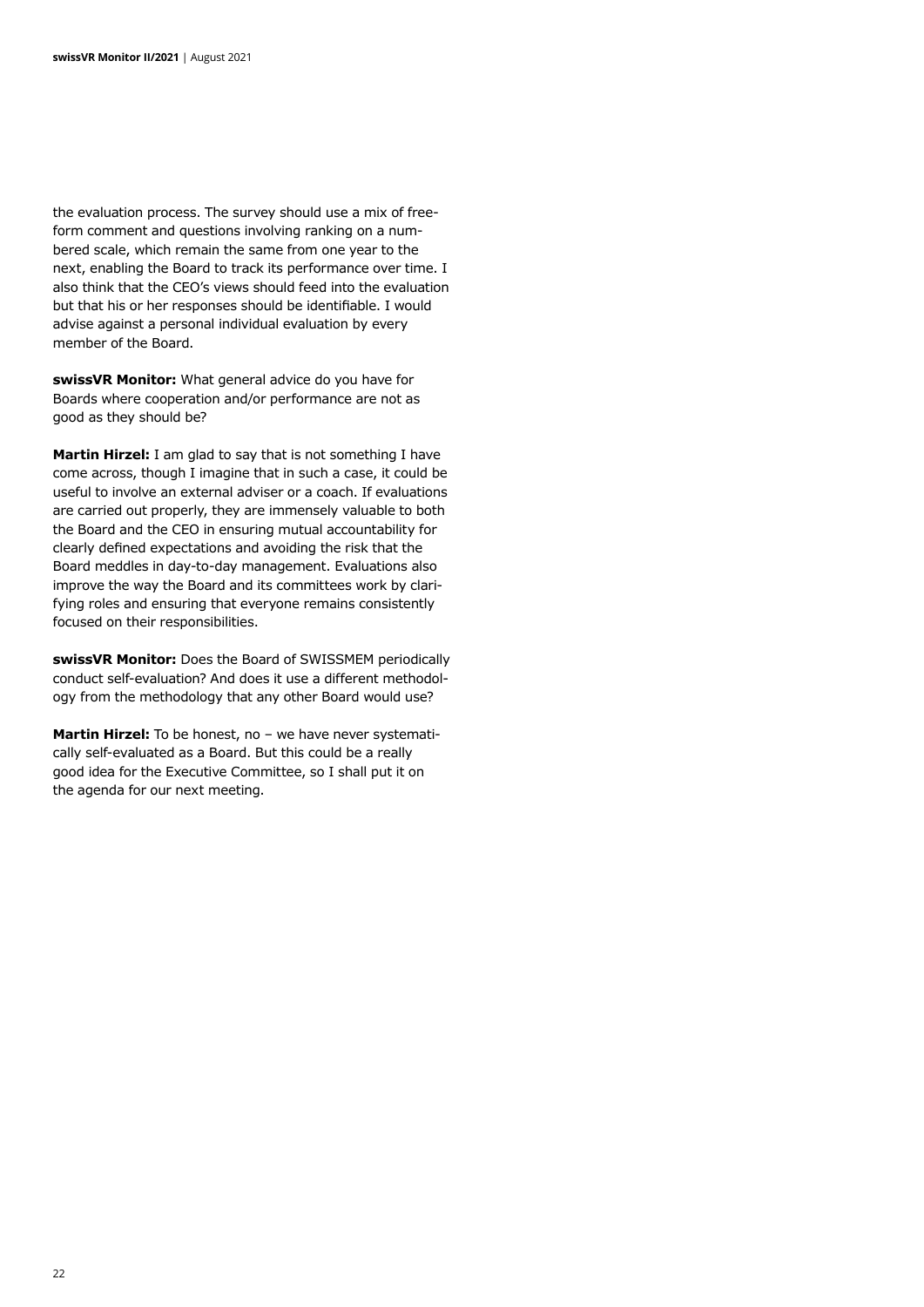the evaluation process. The survey should use a mix of free-form comment and questions involving ranking on a numbered scale, which remain the same from one year to the next, enabling the Board to track its performance over time. I also think that the CEO's views should feed into the evaluation but that his or her responses should be identifiable. I would advise against a personal individual evaluation by every member of the Board.

**swissVR Monitor:** What general advice do you have for Boards where cooperation and/or performance are not as good as they should be?

**Martin Hirzel:** I am glad to say that is not something I have come across, though I imagine that in such a case, it could be useful to involve an external adviser or a coach. If evaluations are carried out properly, they are immensely valuable to both the Board and the CEO in ensuring mutual accountability for clearly defined expectations and avoiding the risk that the Board meddles in day-to-day management. Evaluations also improve the way the Board and its committees work by clarifying roles and ensuring that everyone remains consistently focused on their responsibilities.

**swissVR Monitor:** Does the Board of SWISSMEM periodically conduct self-evaluation? And does it use a different methodology from the methodology that any other Board would use?

**Martin Hirzel:** To be honest, no – we have never systematically self-evaluated as a Board. But this could be a really good idea for the Executive Committee, so I shall put it on the agenda for our next meeting.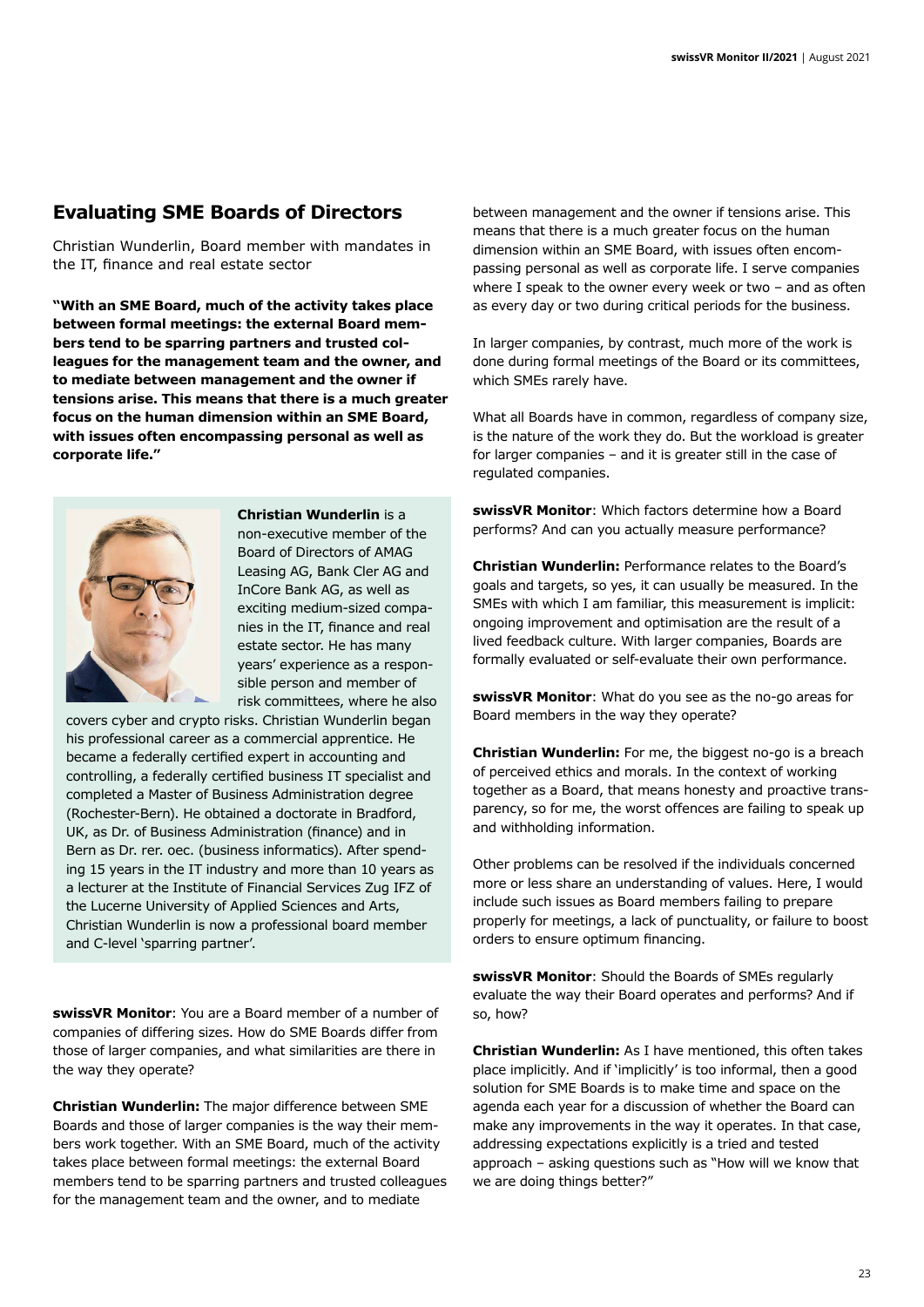## Evaluating SME Boards of Directors

Christian Wunderlin, Board member with mandates in the IT, finance and real estate sector

**"With an SME Board, much of the activity takes place between formal meetings: the external Board members tend to be sparring partners and trusted colleagues for the management team and the owner, and to mediate between management and the owner if tensions arise. This means that there is a much greater focus on the human dimension within an SME Board, with issues often encompassing personal as well as corporate life."**

**Christian Wunderlin** is a non-executive member of the Board of Directors of AMAG Leasing AG, Bank Cler AG and InCore Bank AG, as well as exciting medium-sized companies in the IT, finance and real estate sector. He has many years' experience as a responsible person and member of risk committees, where he also covers cyber and crypto risks. Christian Wunderlin began his professional career as a commercial apprentice. He became a federally certified expert in accounting and controlling, a federally certified business IT specialist and completed a Master of Business Administration degree (Rochester-Bern). He obtained a doctorate in Bradford, UK, as Dr. of Business Administration (finance) and in Bern as Dr. rer. oec. (business informatics). After spending 15 years in the IT industry and more than 10 years as a lecturer at the Institute of Financial Services Zug IFZ of the Lucerne University of Applied Sciences and Arts, Christian Wunderlin is now a professional board member and C-level 'sparring partner'.

**swissVR Monitor**: You are a Board member of a number of companies of differing sizes. How do SME Boards differ from those of larger companies, and what similarities are there in the way they operate?

**Christian Wunderlin:** The major difference between SME Boards and those of larger companies is the way their members work together. With an SME Board, much of the activity takes place between formal meetings: the external Board members tend to be sparring partners and trusted colleagues for the management team and the owner, and to mediate between management and the owner if tensions arise. This means that there is a much greater focus on the human dimension within an SME Board, with issues often encompassing personal as well as corporate life. I serve companies where I speak to the owner every week or two – and as often as every day or two during critical periods for the business.

In larger companies, by contrast, much more of the work is done during formal meetings of the Board or its committees, which SMEs rarely have.

What all Boards have in common, regardless of company size, is the nature of the work they do. But the workload is greater for larger companies – and it is greater still in the case of regulated companies.

**swissVR Monitor**: Which factors determine how a Board performs? And can you actually measure performance?

**Christian Wunderlin:** Performance relates to the Board's goals and targets, so yes, it can usually be measured. In the SMEs with which I am familiar, this measurement is implicit: ongoing improvement and optimisation are the result of a lived feedback culture. With larger companies, Boards are formally evaluated or self-evaluate their own performance.

**swissVR Monitor**: What do you see as the no-go areas for Board members in the way they operate?

**Christian Wunderlin:** For me, the biggest no-go is a breach of perceived ethics and morals. In the context of working together as a Board, that means honesty and proactive transparency, so for me, the worst offences are failing to speak up and withholding information.

Other problems can be resolved if the individuals concerned more or less share an understanding of values. Here, I would include such issues as Board members failing to prepare properly for meetings, a lack of punctuality, or failure to boost orders to ensure optimum financing.

**swissVR Monitor**: Should the Boards of SMEs regularly evaluate the way their Board operates and performs? And if so, how?

**Christian Wunderlin:** As I have mentioned, this often takes place implicitly. And if 'implicitly' is too informal, then a good solution for SME Boards is to make time and space on the agenda each year for a discussion of whether the Board can make any improvements in the way it operates. In that case, addressing expectations explicitly is a tried and tested approach – asking questions such as "How will we know that we are doing things better?"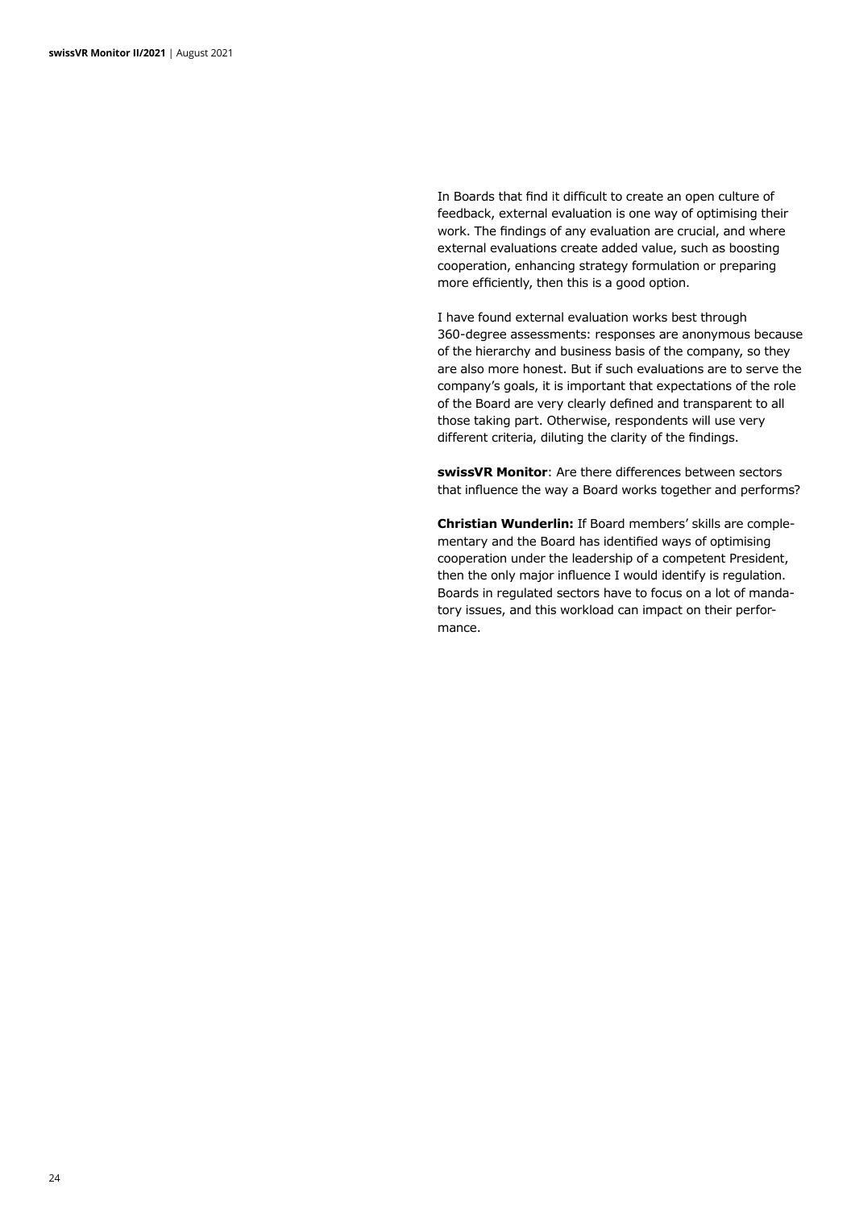In Boards that find it difficult to create an open culture of feedback, external evaluation is one way of optimising their work. The findings of any evaluation are crucial, and where external evaluations create added value, such as boosting cooperation, enhancing strategy formulation or preparing more efficiently, then this is a good option.

I have found external evaluation works best through 360-degree assessments: responses are anonymous because of the hierarchy and business basis of the company, so they are also more honest. But if such evaluations are to serve the company's goals, it is important that expectations of the role of the Board are very clearly defined and transparent to all those taking part. Otherwise, respondents will use very different criteria, diluting the clarity of the findings.

**swissVR Monitor**: Are there differences between sectors that influence the way a Board works together and performs?

**Christian Wunderlin:** If Board members' skills are complementary and the Board has identified ways of optimising cooperation under the leadership of a competent President, then the only major influence I would identify is regulation. Boards in regulated sectors have to focus on a lot of mandatory issues, and this workload can impact on their performance.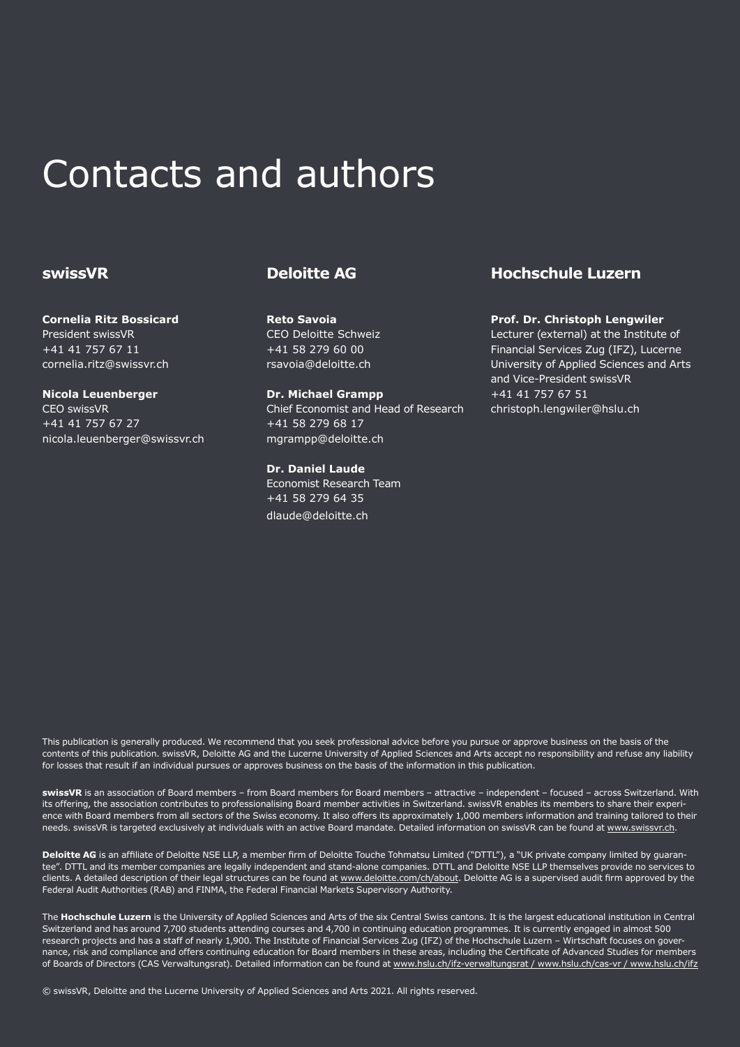# Contacts and authors

## swissVR

**Cornelia Ritz Bossicard**
President swissVR
+41 41 757 67 11
cornelia.ritz@swissvr.ch

**Nicola Leuenberger**
CEO swissVR
+41 41 757 67 27
nicola.leuenberger@swissvr.ch

## Deloitte AG

**Reto Savoia**
CEO Deloitte Schweiz
+41 58 279 60 00
rsavoia@deloitte.ch

**Dr. Michael Grampp**
Chief Economist and Head of Research
+41 58 279 68 17
mgrampp@deloitte.ch

**Dr. Daniel Laude**
Economist Research Team
+41 58 279 64 35
dlaude@deloitte.ch

## Hochschule Luzern

**Prof. Dr. Christoph Lengwiler**
Lecturer (external) at the Institute of Financial Services Zug (IFZ), Lucerne University of Applied Sciences and Arts and Vice-President swissVR
+41 41 757 67 51
christoph.lengwiler@hslu.ch

This publication is generally produced. We recommend that you seek professional advice before you pursue or approve business on the basis of the contents of this publication. swissVR, Deloitte AG and the Lucerne University of Applied Sciences and Arts accept no responsibility and refuse any liability for losses that result if an individual pursues or approves business on the basis of the information in this publication.

**swissVR** is an association of Board members – from Board members for Board members – attractive – independent – focused – across Switzerland. With its offering, the association contributes to professionalising Board member activities in Switzerland. swissVR enables its members to share their experience with Board members from all sectors of the Swiss economy. It also offers its approximately 1,000 members information and training tailored to their needs. swissVR is targeted exclusively at individuals with an active Board mandate. Detailed information on swissVR can be found at www.swissvr.ch.

**Deloitte AG** is an affiliate of Deloitte NSE LLP, a member firm of Deloitte Touche Tohmatsu Limited ("DTTL"), a "UK private company limited by guarantee". DTTL and its member companies are legally independent and stand-alone companies. DTTL and Deloitte NSE LLP themselves provide no services to clients. A detailed description of their legal structures can be found at www.deloitte.com/ch/about. Deloitte AG is a supervised audit firm approved by the Federal Audit Authorities (RAB) and FINMA, the Federal Financial Markets Supervisory Authority.

The **Hochschule Luzern** is the University of Applied Sciences and Arts of the six Central Swiss cantons. It is the largest educational institution in Central Switzerland and has around 7,700 students attending courses and 4,700 in continuing education programmes. It is currently engaged in almost 500 research projects and has a staff of nearly 1,900. The Institute of Financial Services Zug (IFZ) of the Hochschule Luzern – Wirtschaft focuses on governance, risk and compliance and offers continuing education for Board members in these areas, including the Certificate of Advanced Studies for members of Boards of Directors (CAS Verwaltungsrat). Detailed information can be found at www.hslu.ch/ifz-verwaltungsrat / www.hslu.ch/cas-vr / www.hslu.ch/ifz

© swissVR, Deloitte and the Lucerne University of Applied Sciences and Arts 2021. All rights reserved.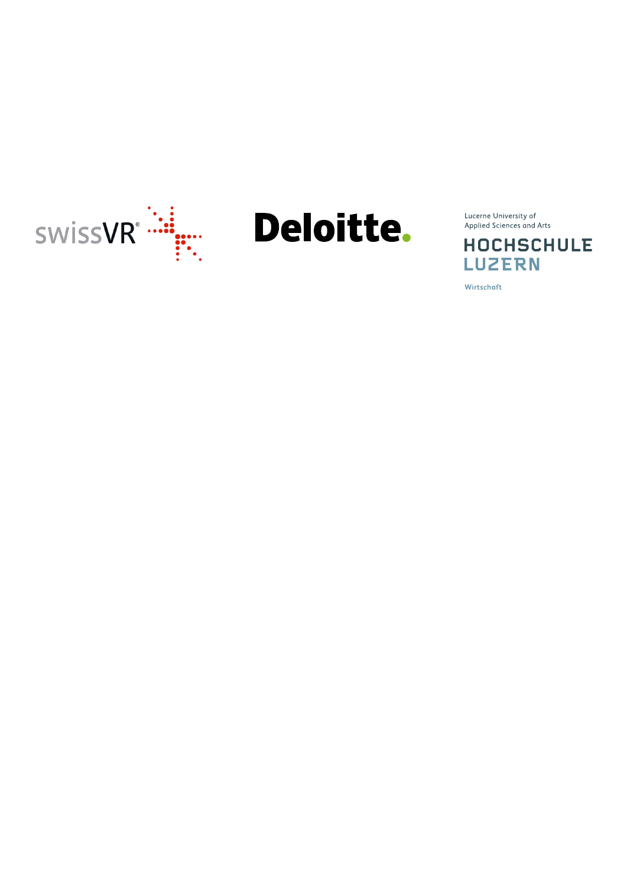swissVR

Deloitte.

Lucerne University of
Applied Sciences and Arts

HOCHSCHULE
LUZERN

Wirtschaft